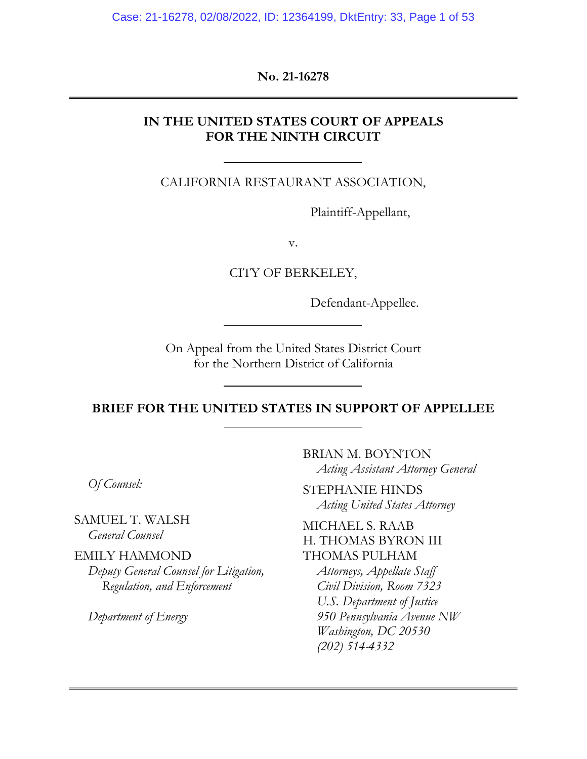**No. 21-16278**

---

**IN THE UNITED STATES COURT OF APPEALS FOR THE NINTH CIRCUIT**

---

CALIFORNIA RESTAURANT ASSOCIATION,

Plaintiff-Appellant,

v.

CITY OF BERKELEY,

Defendant-Appellee.

---

On Appeal from the United States District Court for the Northern District of California

---

**BRIEF FOR THE UNITED STATES IN SUPPORT OF APPELLEE**

---

BRIAN M. BOYNTON
*Acting Assistant Attorney General*

STEPHANIE HINDS
*Acting United States Attorney*

MICHAEL S. RAAB
H. THOMAS BYRON III
THOMAS PULHAM
*Attorneys, Appellate Staff*
*Civil Division, Room 7323*
*U.S. Department of Justice*
*950 Pennsylvania Avenue NW*
*Washington, DC 20530*
*(202) 514-4332*

*Of Counsel:*

SAMUEL T. WALSH
*General Counsel*

EMILY HAMMOND
*Deputy General Counsel for Litigation, Regulation, and Enforcement*

*Department of Energy*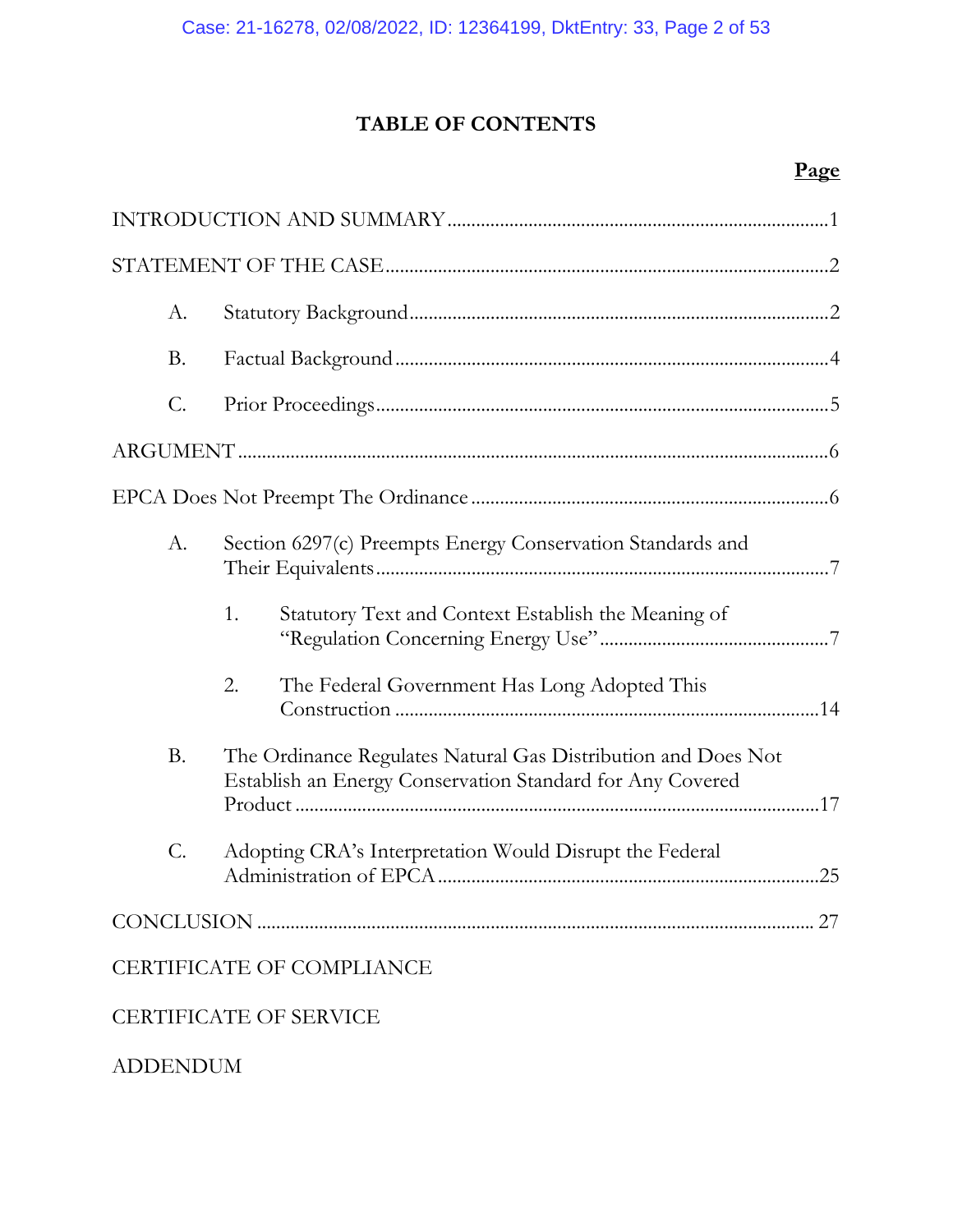# TABLE OF CONTENTS

| | Page |
|---|---|
| INTRODUCTION AND SUMMARY | 1 |
| STATEMENT OF THE CASE | 2 |
| A. Statutory Background | 2 |
| B. Factual Background | 4 |
| C. Prior Proceedings | 5 |
| ARGUMENT | 6 |
| EPCA Does Not Preempt The Ordinance | 6 |
| A. Section 6297(c) Preempts Energy Conservation Standards and Their Equivalents | 7 |
| 1. Statutory Text and Context Establish the Meaning of "Regulation Concerning Energy Use" | 7 |
| 2. The Federal Government Has Long Adopted This Construction | 14 |
| B. The Ordinance Regulates Natural Gas Distribution and Does Not Establish an Energy Conservation Standard for Any Covered Product | 17 |
| C. Adopting CRA's Interpretation Would Disrupt the Federal Administration of EPCA | 25 |
| CONCLUSION | 27 |
| CERTIFICATE OF COMPLIANCE | |
| CERTIFICATE OF SERVICE | |
| ADDENDUM | |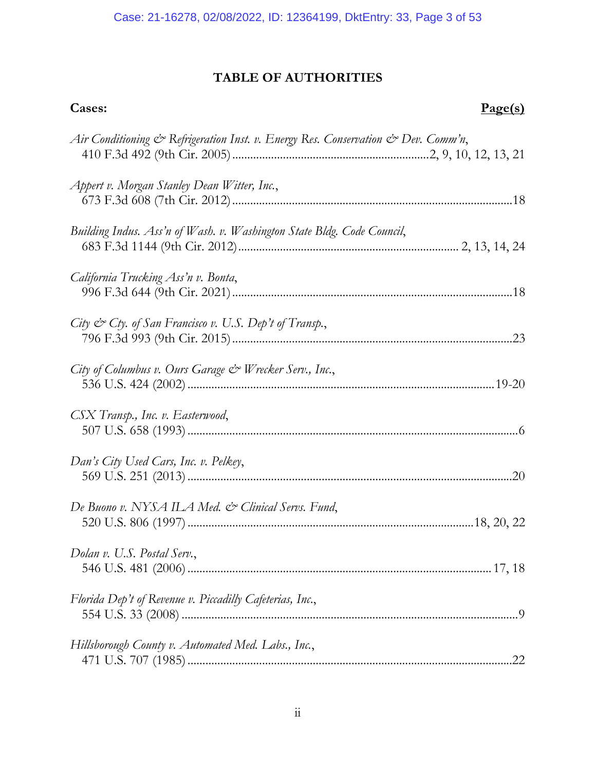# TABLE OF AUTHORITIES

**Cases:** **Page(s)**

*Air Conditioning & Refrigeration Inst. v. Energy Res. Conservation & Dev. Comm'n*,
410 F.3d 492 (9th Cir. 2005) .......... 2, 9, 10, 12, 13, 21

*Appert v. Morgan Stanley Dean Witter, Inc.*,
673 F.3d 608 (7th Cir. 2012) .......... 18

*Building Indus. Ass'n of Wash. v. Washington State Bldg. Code Council*,
683 F.3d 1144 (9th Cir. 2012) .......... 2, 13, 14, 24

*California Trucking Ass'n v. Bonta*,
996 F.3d 644 (9th Cir. 2021) .......... 18

*City & Cty. of San Francisco v. U.S. Dep't of Transp.*,
796 F.3d 993 (9th Cir. 2015) .......... 23

*City of Columbus v. Ours Garage & Wrecker Serv., Inc.*,
536 U.S. 424 (2002) .......... 19-20

*CSX Transp., Inc. v. Easterwood*,
507 U.S. 658 (1993) .......... 6

*Dan's City Used Cars, Inc. v. Pelkey*,
569 U.S. 251 (2013) .......... 20

*De Buono v. NYSA ILA Med. & Clinical Servs. Fund*,
520 U.S. 806 (1997) .......... 18, 20, 22

*Dolan v. U.S. Postal Serv.*,
546 U.S. 481 (2006) .......... 17, 18

*Florida Dep't of Revenue v. Piccadilly Cafeterias, Inc.*,
554 U.S. 33 (2008) .......... 9

*Hillsborough County v. Automated Med. Labs., Inc.*,
471 U.S. 707 (1985) .......... 22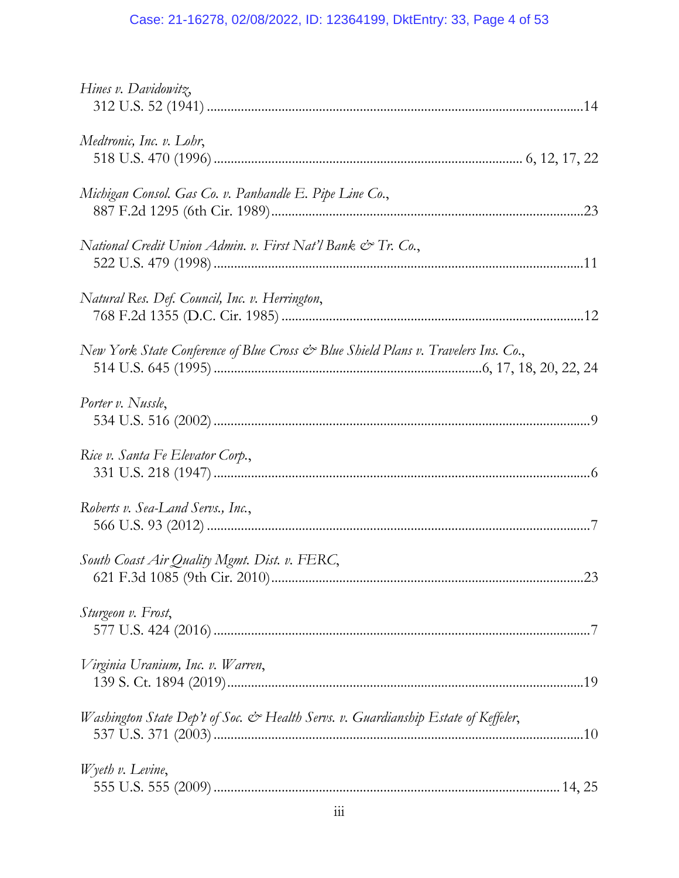*Hines v. Davidowitz*,
312 U.S. 52 (1941) ............................................................................................................14

*Medtronic, Inc. v. Lohr*,
518 U.S. 470 (1996) ......................................................................................... 6, 12, 17, 22

*Michigan Consol. Gas Co. v. Panhandle E. Pipe Line Co.*,
887 F.2d 1295 (6th Cir. 1989)..........................................................................................23

*National Credit Union Admin. v. First Nat'l Bank & Tr. Co.*,
522 U.S. 479 (1998) ..........................................................................................................11

*Natural Res. Def. Council, Inc. v. Herrington*,
768 F.2d 1355 (D.C. Cir. 1985) .......................................................................................12

*New York State Conference of Blue Cross & Blue Shield Plans v. Travelers Ins. Co.*,
514 U.S. 645 (1995) .............................................................................6, 17, 18, 20, 22, 24

*Porter v. Nussle*,
534 U.S. 516 (2002) ............................................................................................................9

*Rice v. Santa Fe Elevator Corp.*,
331 U.S. 218 (1947) ............................................................................................................6

*Roberts v. Sea-Land Servs., Inc.*,
566 U.S. 93 (2012) ..............................................................................................................7

*South Coast Air Quality Mgmt. Dist. v. FERC*,
621 F.3d 1085 (9th Cir. 2010)..........................................................................................23

*Sturgeon v. Frost*,
577 U.S. 424 (2016) ............................................................................................................7

*Virginia Uranium, Inc. v. Warren*,
139 S. Ct. 1894 (2019).......................................................................................................19

*Washington State Dep't of Soc. & Health Servs. v. Guardianship Estate of Keffeler*,
537 U.S. 371 (2003) ..........................................................................................................10

*Wyeth v. Levine*,
555 U.S. 555 (2009) ................................................................................................... 14, 25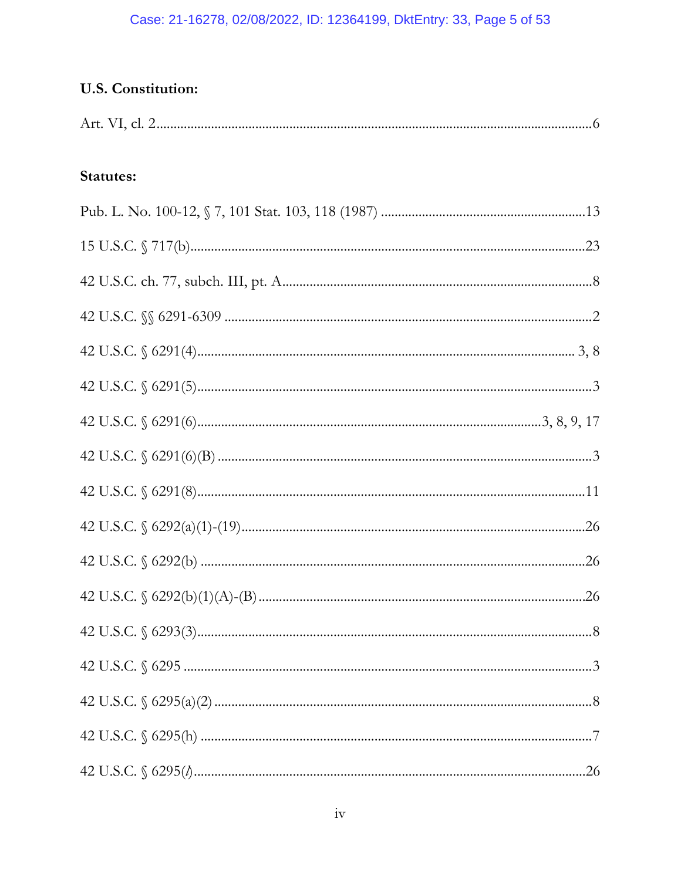**U.S. Constitution:**

Art. VI, cl. 2 .......... 6

**Statutes:**

Pub. L. No. 100-12, § 7, 101 Stat. 103, 118 (1987) .......... 13

15 U.S.C. § 717(b) .......... 23

42 U.S.C. ch. 77, subch. III, pt. A .......... 8

42 U.S.C. §§ 6291-6309 .......... 2

42 U.S.C. § 6291(4) .......... 3, 8

42 U.S.C. § 6291(5) .......... 3

42 U.S.C. § 6291(6) .......... 3, 8, 9, 17

42 U.S.C. § 6291(6)(B) .......... 3

42 U.S.C. § 6291(8) .......... 11

42 U.S.C. § 6292(a)(1)-(19) .......... 26

42 U.S.C. § 6292(b) .......... 26

42 U.S.C. § 6292(b)(1)(A)-(B) .......... 26

42 U.S.C. § 6293(3) .......... 8

42 U.S.C. § 6295 .......... 3

42 U.S.C. § 6295(a)(2) .......... 8

42 U.S.C. § 6295(h) .......... 7

42 U.S.C. § 6295(*l*) .......... 26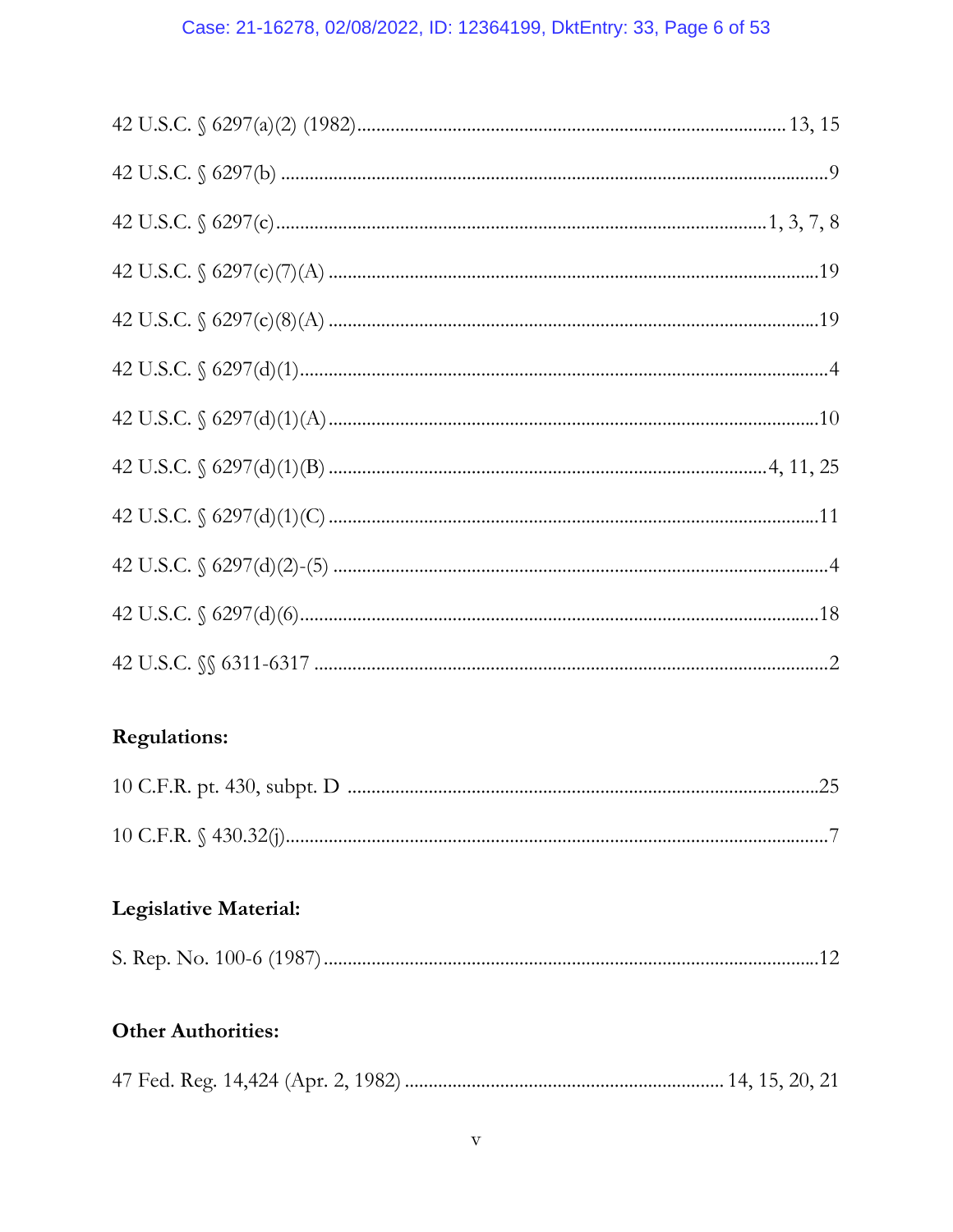42 U.S.C. § 6297(a)(2) (1982) ........................................................................ 13, 15

42 U.S.C. § 6297(b) ........................................................................................................9

42 U.S.C. § 6297(c) ........................................................................................ 1, 3, 7, 8

42 U.S.C. § 6297(c)(7)(A) ...........................................................................................19

42 U.S.C. § 6297(c)(8)(A) ...........................................................................................19

42 U.S.C. § 6297(d)(1) ....................................................................................................4

42 U.S.C. § 6297(d)(1)(A) ...........................................................................................10

42 U.S.C. § 6297(d)(1)(B) ................................................................................ 4, 11, 25

42 U.S.C. § 6297(d)(1)(C) ...........................................................................................11

42 U.S.C. § 6297(d)(2)-(5) ..............................................................................................4

42 U.S.C. § 6297(d)(6) ..................................................................................................18

42 U.S.C. §§ 6311-6317 ...................................................................................................2

**Regulations:**

10 C.F.R. pt. 430, subpt. D ..........................................................................................25

10 C.F.R. § 430.32(j) ........................................................................................................7

**Legislative Material:**

S. Rep. No. 100-6 (1987) ...............................................................................................12

**Other Authorities:**

47 Fed. Reg. 14,424 (Apr. 2, 1982) .................................................... 14, 15, 20, 21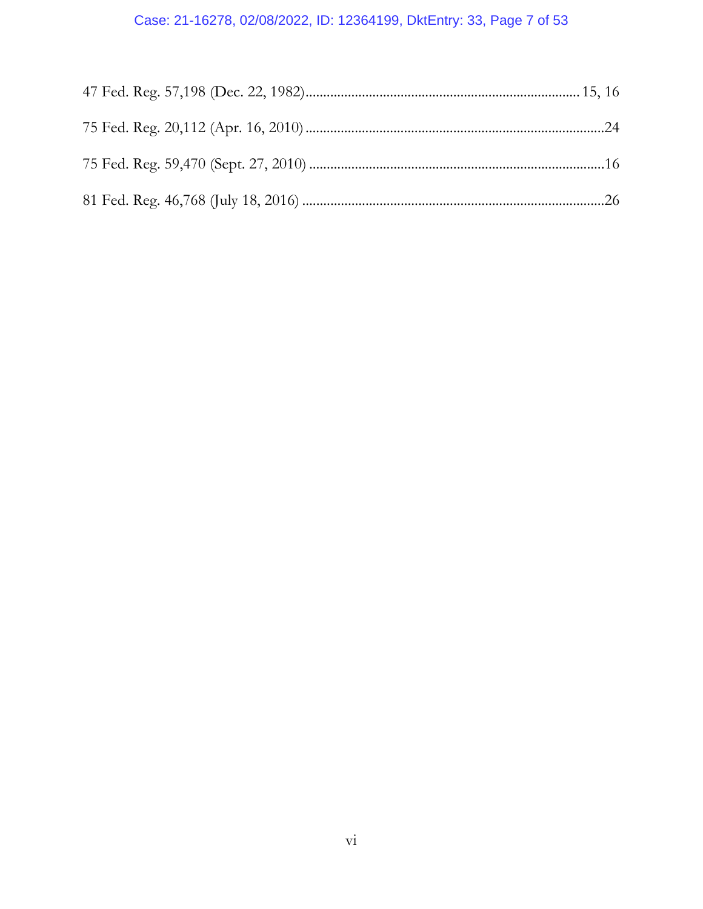47 Fed. Reg. 57,198 (Dec. 22, 1982).................................................................................15, 16

75 Fed. Reg. 20,112 (Apr. 16, 2010).......................................................................................24

75 Fed. Reg. 59,470 (Sept. 27, 2010).....................................................................................16

81 Fed. Reg. 46,768 (July 18, 2016).......................................................................................26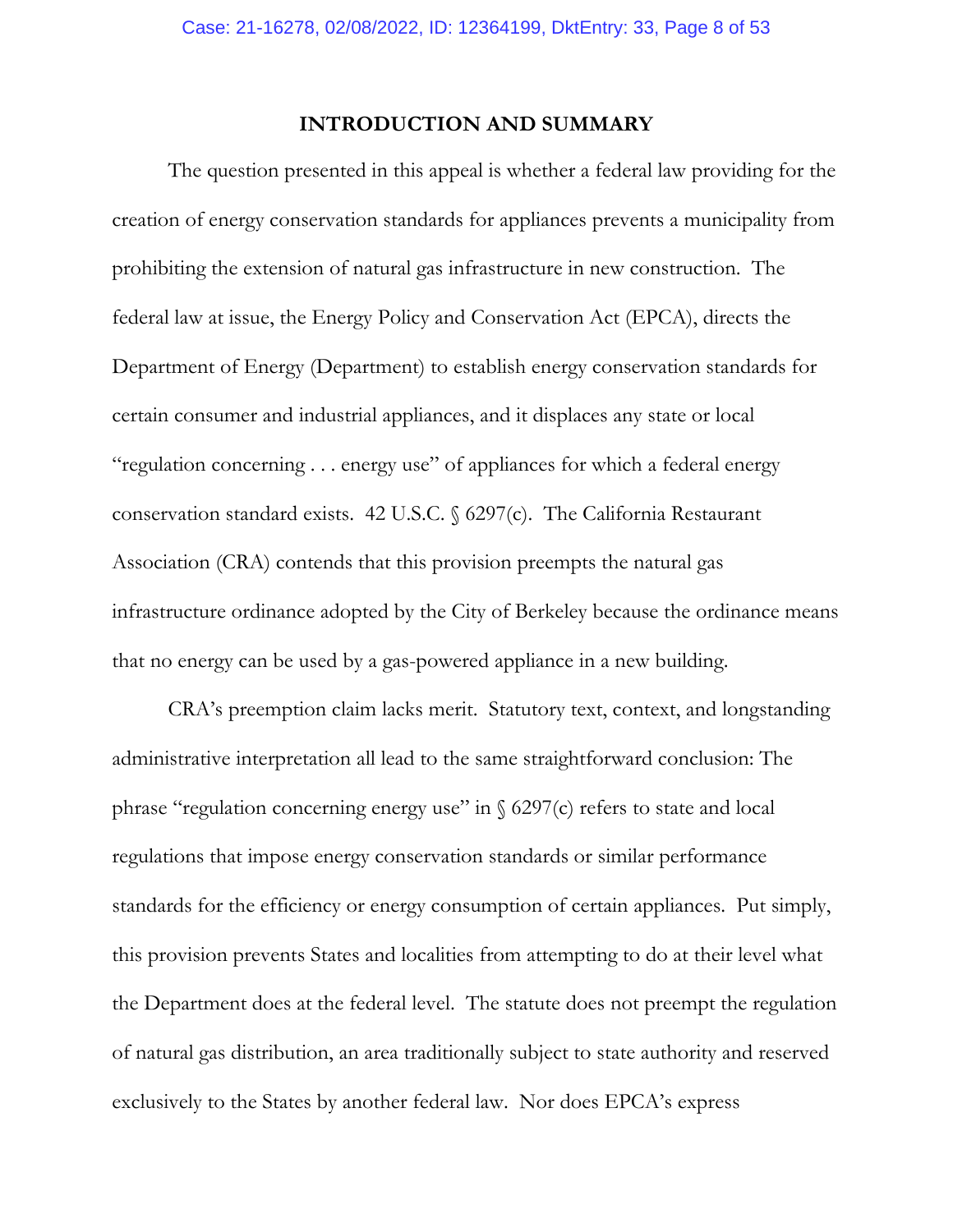## INTRODUCTION AND SUMMARY

The question presented in this appeal is whether a federal law providing for the creation of energy conservation standards for appliances prevents a municipality from prohibiting the extension of natural gas infrastructure in new construction. The federal law at issue, the Energy Policy and Conservation Act (EPCA), directs the Department of Energy (Department) to establish energy conservation standards for certain consumer and industrial appliances, and it displaces any state or local "regulation concerning . . . energy use" of appliances for which a federal energy conservation standard exists. 42 U.S.C. § 6297(c). The California Restaurant Association (CRA) contends that this provision preempts the natural gas infrastructure ordinance adopted by the City of Berkeley because the ordinance means that no energy can be used by a gas-powered appliance in a new building.

CRA's preemption claim lacks merit. Statutory text, context, and longstanding administrative interpretation all lead to the same straightforward conclusion: The phrase "regulation concerning energy use" in § 6297(c) refers to state and local regulations that impose energy conservation standards or similar performance standards for the efficiency or energy consumption of certain appliances. Put simply, this provision prevents States and localities from attempting to do at their level what the Department does at the federal level. The statute does not preempt the regulation of natural gas distribution, an area traditionally subject to state authority and reserved exclusively to the States by another federal law. Nor does EPCA's express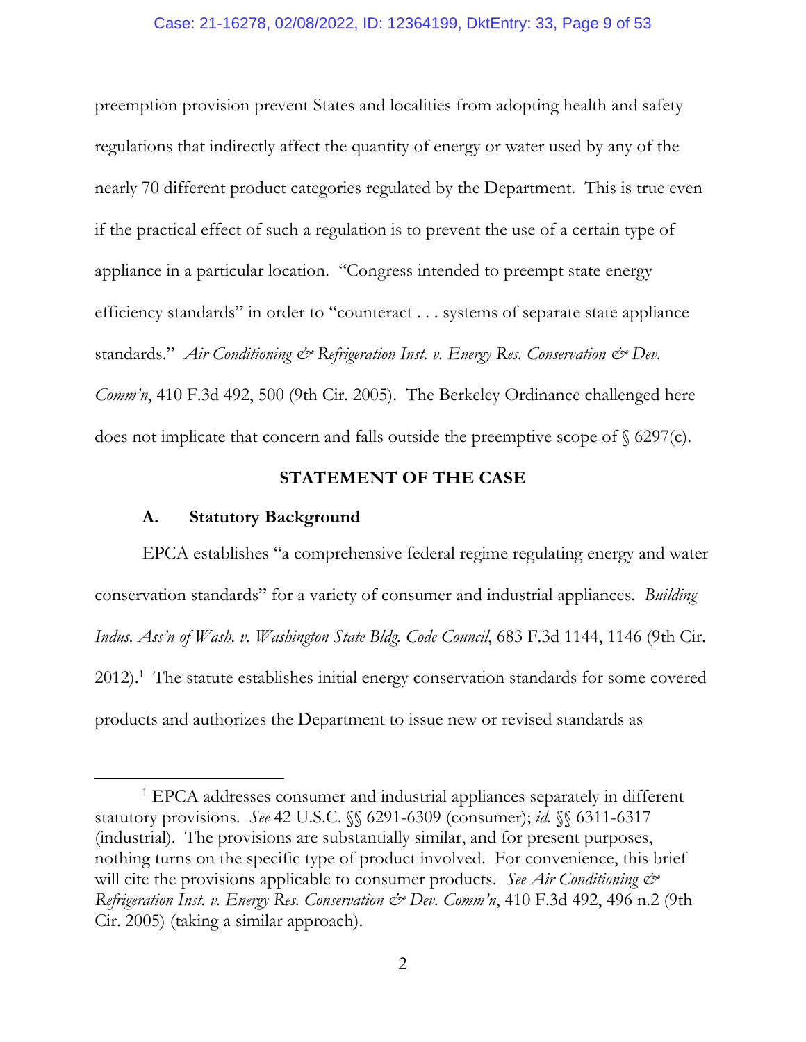preemption provision prevent States and localities from adopting health and safety regulations that indirectly affect the quantity of energy or water used by any of the nearly 70 different product categories regulated by the Department. This is true even if the practical effect of such a regulation is to prevent the use of a certain type of appliance in a particular location. "Congress intended to preempt state energy efficiency standards" in order to "counteract . . . systems of separate state appliance standards." *Air Conditioning & Refrigeration Inst. v. Energy Res. Conservation & Dev. Comm'n*, 410 F.3d 492, 500 (9th Cir. 2005). The Berkeley Ordinance challenged here does not implicate that concern and falls outside the preemptive scope of § 6297(c).

## STATEMENT OF THE CASE

### A. Statutory Background

EPCA establishes "a comprehensive federal regime regulating energy and water conservation standards" for a variety of consumer and industrial appliances. *Building Indus. Ass'n of Wash. v. Washington State Bldg. Code Council*, 683 F.3d 1144, 1146 (9th Cir. 2012).[1] The statute establishes initial energy conservation standards for some covered products and authorizes the Department to issue new or revised standards as

---

[1] EPCA addresses consumer and industrial appliances separately in different statutory provisions. *See* 42 U.S.C. §§ 6291-6309 (consumer); *id.* §§ 6311-6317 (industrial). The provisions are substantially similar, and for present purposes, nothing turns on the specific type of product involved. For convenience, this brief will cite the provisions applicable to consumer products. *See Air Conditioning & Refrigeration Inst. v. Energy Res. Conservation & Dev. Comm'n*, 410 F.3d 492, 496 n.2 (9th Cir. 2005) (taking a similar approach).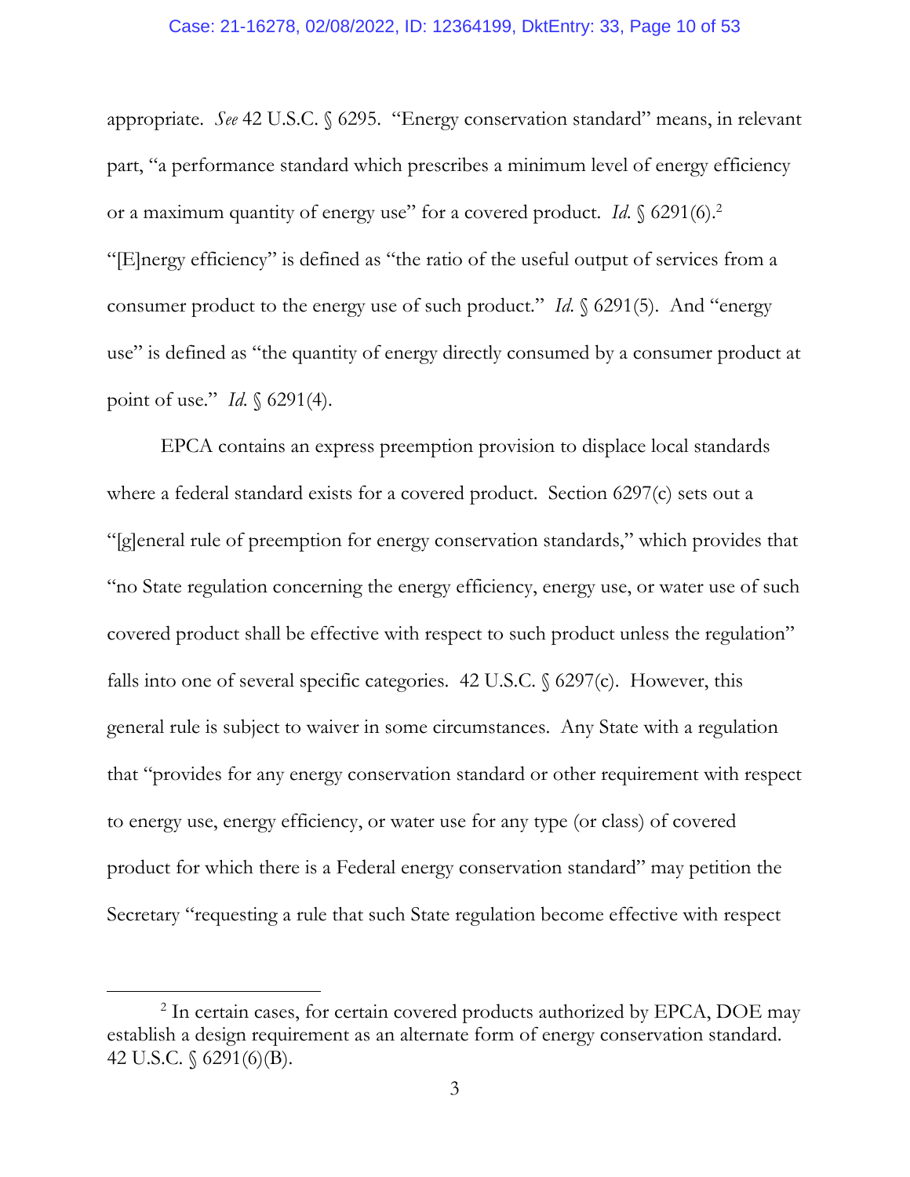appropriate. *See* 42 U.S.C. § 6295. "Energy conservation standard" means, in relevant part, "a performance standard which prescribes a minimum level of energy efficiency or a maximum quantity of energy use" for a covered product. *Id.* § 6291(6).[2] "[E]nergy efficiency" is defined as "the ratio of the useful output of services from a consumer product to the energy use of such product." *Id.* § 6291(5). And "energy use" is defined as "the quantity of energy directly consumed by a consumer product at point of use." *Id.* § 6291(4).

EPCA contains an express preemption provision to displace local standards where a federal standard exists for a covered product. Section 6297(c) sets out a "[g]eneral rule of preemption for energy conservation standards," which provides that "no State regulation concerning the energy efficiency, energy use, or water use of such covered product shall be effective with respect to such product unless the regulation" falls into one of several specific categories. 42 U.S.C. § 6297(c). However, this general rule is subject to waiver in some circumstances. Any State with a regulation that "provides for any energy conservation standard or other requirement with respect to energy use, energy efficiency, or water use for any type (or class) of covered product for which there is a Federal energy conservation standard" may petition the Secretary "requesting a rule that such State regulation become effective with respect

[2] In certain cases, for certain covered products authorized by EPCA, DOE may establish a design requirement as an alternate form of energy conservation standard. 42 U.S.C. § 6291(6)(B).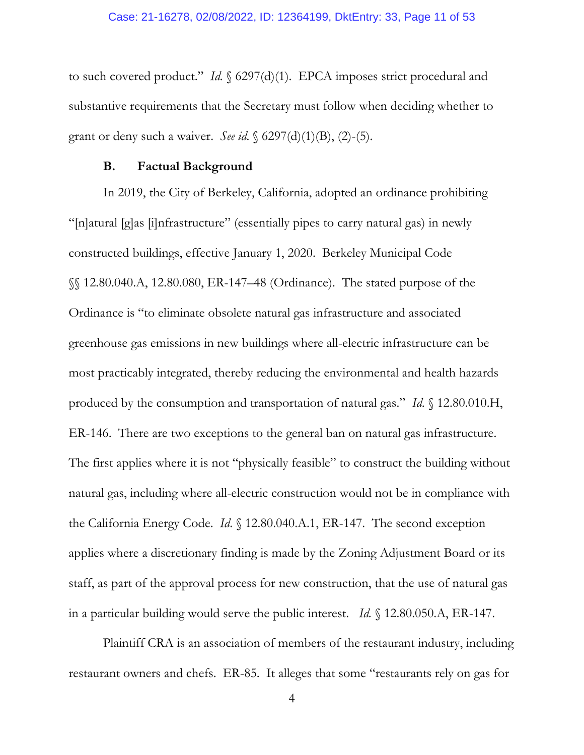to such covered product." *Id.* § 6297(d)(1). EPCA imposes strict procedural and substantive requirements that the Secretary must follow when deciding whether to grant or deny such a waiver. *See id.* § 6297(d)(1)(B), (2)-(5).

### B. Factual Background

In 2019, the City of Berkeley, California, adopted an ordinance prohibiting "[n]atural [g]as [i]nfrastructure" (essentially pipes to carry natural gas) in newly constructed buildings, effective January 1, 2020. Berkeley Municipal Code §§ 12.80.040.A, 12.80.080, ER-147–48 (Ordinance). The stated purpose of the Ordinance is "to eliminate obsolete natural gas infrastructure and associated greenhouse gas emissions in new buildings where all-electric infrastructure can be most practicably integrated, thereby reducing the environmental and health hazards produced by the consumption and transportation of natural gas." *Id.* § 12.80.010.H, ER-146. There are two exceptions to the general ban on natural gas infrastructure. The first applies where it is not "physically feasible" to construct the building without natural gas, including where all-electric construction would not be in compliance with the California Energy Code. *Id.* § 12.80.040.A.1, ER-147. The second exception applies where a discretionary finding is made by the Zoning Adjustment Board or its staff, as part of the approval process for new construction, that the use of natural gas in a particular building would serve the public interest. *Id.* § 12.80.050.A, ER-147.

Plaintiff CRA is an association of members of the restaurant industry, including restaurant owners and chefs. ER-85. It alleges that some "restaurants rely on gas for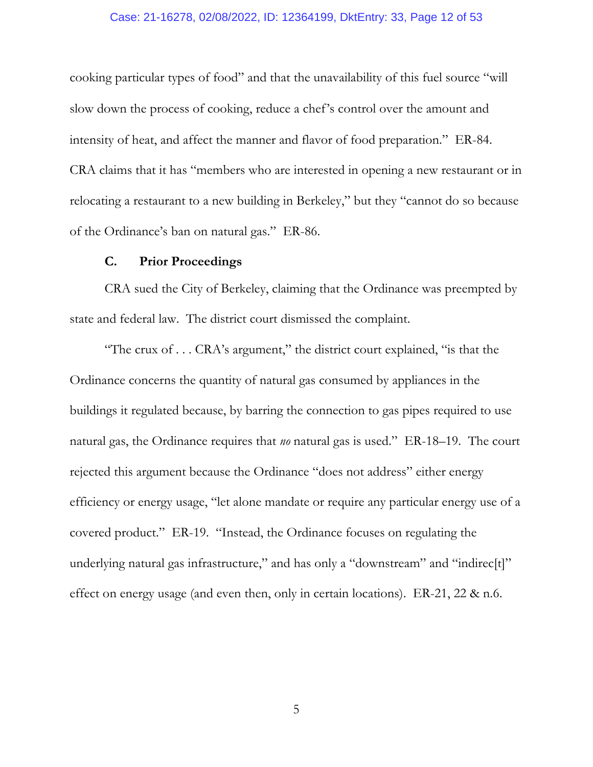cooking particular types of food" and that the unavailability of this fuel source "will slow down the process of cooking, reduce a chef's control over the amount and intensity of heat, and affect the manner and flavor of food preparation." ER-84. CRA claims that it has "members who are interested in opening a new restaurant or in relocating a restaurant to a new building in Berkeley," but they "cannot do so because of the Ordinance's ban on natural gas." ER-86.

### C. Prior Proceedings

CRA sued the City of Berkeley, claiming that the Ordinance was preempted by state and federal law. The district court dismissed the complaint.

"The crux of . . . CRA's argument," the district court explained, "is that the Ordinance concerns the quantity of natural gas consumed by appliances in the buildings it regulated because, by barring the connection to gas pipes required to use natural gas, the Ordinance requires that *no* natural gas is used." ER-18–19. The court rejected this argument because the Ordinance "does not address" either energy efficiency or energy usage, "let alone mandate or require any particular energy use of a covered product." ER-19. "Instead, the Ordinance focuses on regulating the underlying natural gas infrastructure," and has only a "downstream" and "indirec[t]" effect on energy usage (and even then, only in certain locations). ER-21, 22 & n.6.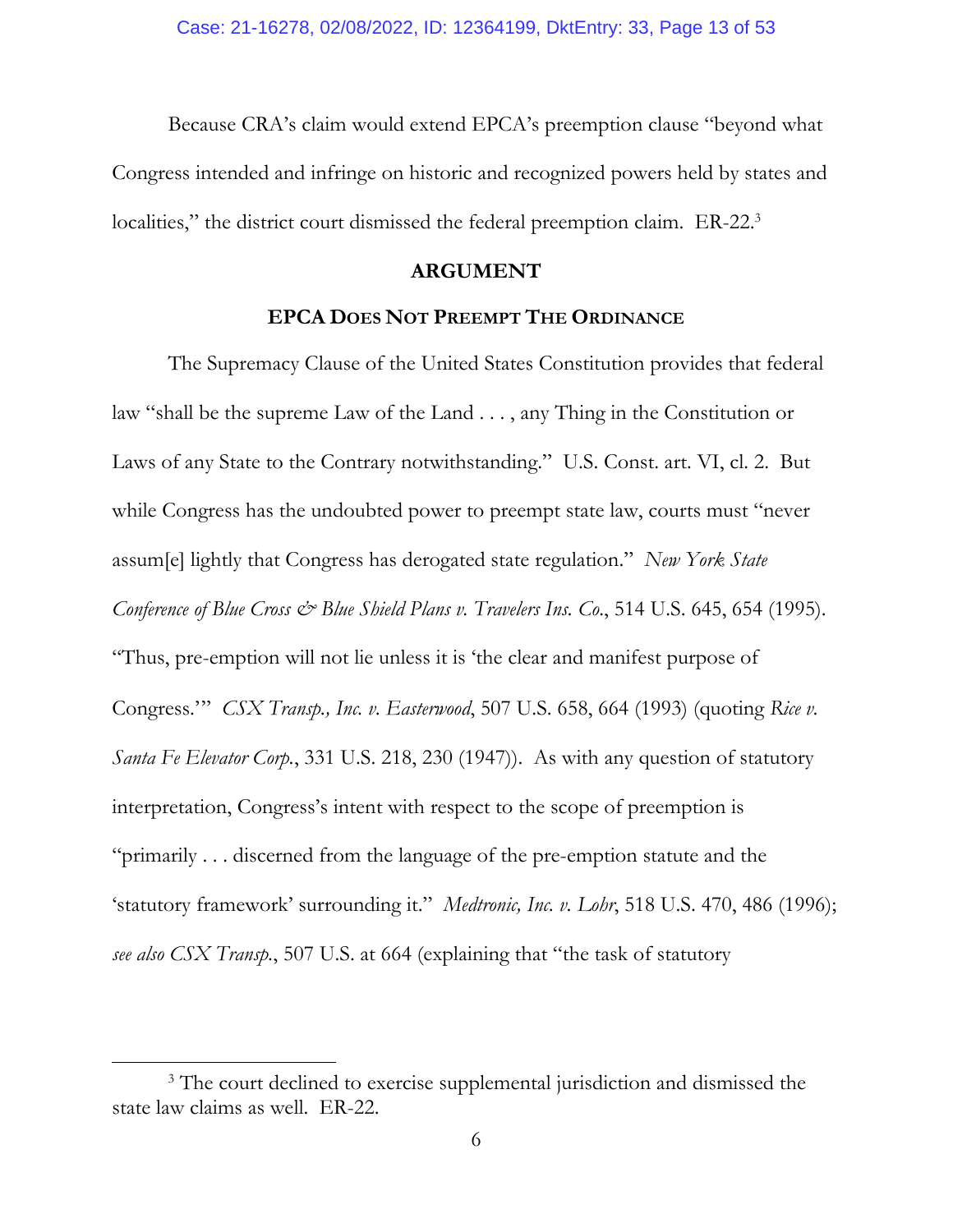Because CRA's claim would extend EPCA's preemption clause "beyond what Congress intended and infringe on historic and recognized powers held by states and localities," the district court dismissed the federal preemption claim. ER-22.[3]

## ARGUMENT

### EPCA DOES NOT PREEMPT THE ORDINANCE

The Supremacy Clause of the United States Constitution provides that federal law "shall be the supreme Law of the Land . . . , any Thing in the Constitution or Laws of any State to the Contrary notwithstanding." U.S. Const. art. VI, cl. 2. But while Congress has the undoubted power to preempt state law, courts must "never assum[e] lightly that Congress has derogated state regulation." *New York State Conference of Blue Cross & Blue Shield Plans v. Travelers Ins. Co.*, 514 U.S. 645, 654 (1995). "Thus, pre-emption will not lie unless it is 'the clear and manifest purpose of Congress.'" *CSX Transp., Inc. v. Easterwood*, 507 U.S. 658, 664 (1993) (quoting *Rice v. Santa Fe Elevator Corp.*, 331 U.S. 218, 230 (1947)). As with any question of statutory interpretation, Congress's intent with respect to the scope of preemption is "primarily . . . discerned from the language of the pre-emption statute and the 'statutory framework' surrounding it." *Medtronic, Inc. v. Lohr*, 518 U.S. 470, 486 (1996); *see also CSX Transp.*, 507 U.S. at 664 (explaining that "the task of statutory

[3] The court declined to exercise supplemental jurisdiction and dismissed the state law claims as well. ER-22.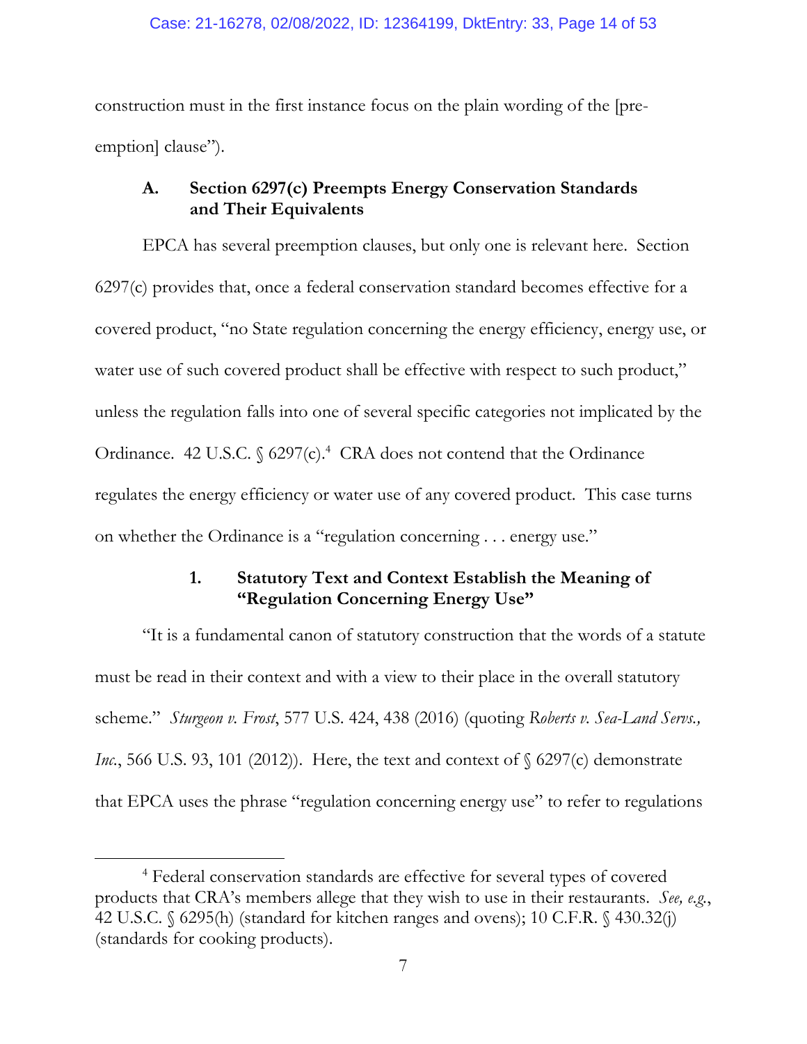construction must in the first instance focus on the plain wording of the [pre-emption] clause").

### A. Section 6297(c) Preempts Energy Conservation Standards and Their Equivalents

EPCA has several preemption clauses, but only one is relevant here. Section 6297(c) provides that, once a federal conservation standard becomes effective for a covered product, "no State regulation concerning the energy efficiency, energy use, or water use of such covered product shall be effective with respect to such product," unless the regulation falls into one of several specific categories not implicated by the Ordinance. 42 U.S.C. § 6297(c).[4] CRA does not contend that the Ordinance regulates the energy efficiency or water use of any covered product. This case turns on whether the Ordinance is a "regulation concerning . . . energy use."

#### 1. Statutory Text and Context Establish the Meaning of "Regulation Concerning Energy Use"

"It is a fundamental canon of statutory construction that the words of a statute must be read in their context and with a view to their place in the overall statutory scheme." *Sturgeon v. Frost*, 577 U.S. 424, 438 (2016) (quoting *Roberts v. Sea-Land Servs., Inc.*, 566 U.S. 93, 101 (2012)). Here, the text and context of § 6297(c) demonstrate that EPCA uses the phrase "regulation concerning energy use" to refer to regulations

---

[4] Federal conservation standards are effective for several types of covered products that CRA's members allege that they wish to use in their restaurants. *See, e.g.*, 42 U.S.C. § 6295(h) (standard for kitchen ranges and ovens); 10 C.F.R. § 430.32(j) (standards for cooking products).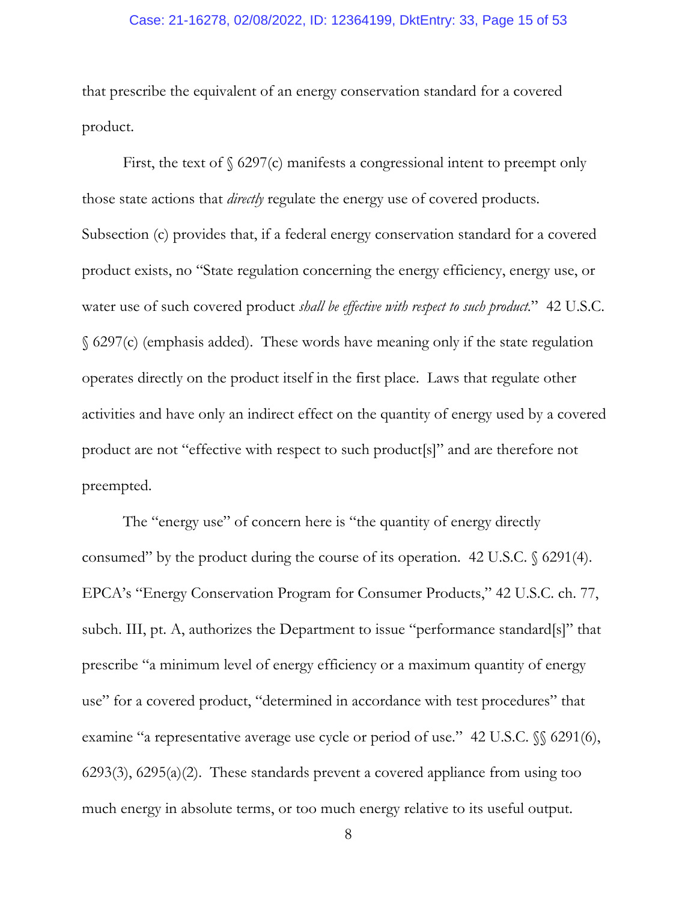that prescribe the equivalent of an energy conservation standard for a covered product.

First, the text of § 6297(c) manifests a congressional intent to preempt only those state actions that *directly* regulate the energy use of covered products. Subsection (c) provides that, if a federal energy conservation standard for a covered product exists, no "State regulation concerning the energy efficiency, energy use, or water use of such covered product *shall be effective with respect to such product*." 42 U.S.C. § 6297(c) (emphasis added). These words have meaning only if the state regulation operates directly on the product itself in the first place. Laws that regulate other activities and have only an indirect effect on the quantity of energy used by a covered product are not "effective with respect to such product[s]" and are therefore not preempted.

The "energy use" of concern here is "the quantity of energy directly consumed" by the product during the course of its operation. 42 U.S.C. § 6291(4). EPCA's "Energy Conservation Program for Consumer Products," 42 U.S.C. ch. 77, subch. III, pt. A, authorizes the Department to issue "performance standard[s]" that prescribe "a minimum level of energy efficiency or a maximum quantity of energy use" for a covered product, "determined in accordance with test procedures" that examine "a representative average use cycle or period of use." 42 U.S.C. §§ 6291(6), 6293(3), 6295(a)(2). These standards prevent a covered appliance from using too much energy in absolute terms, or too much energy relative to its useful output.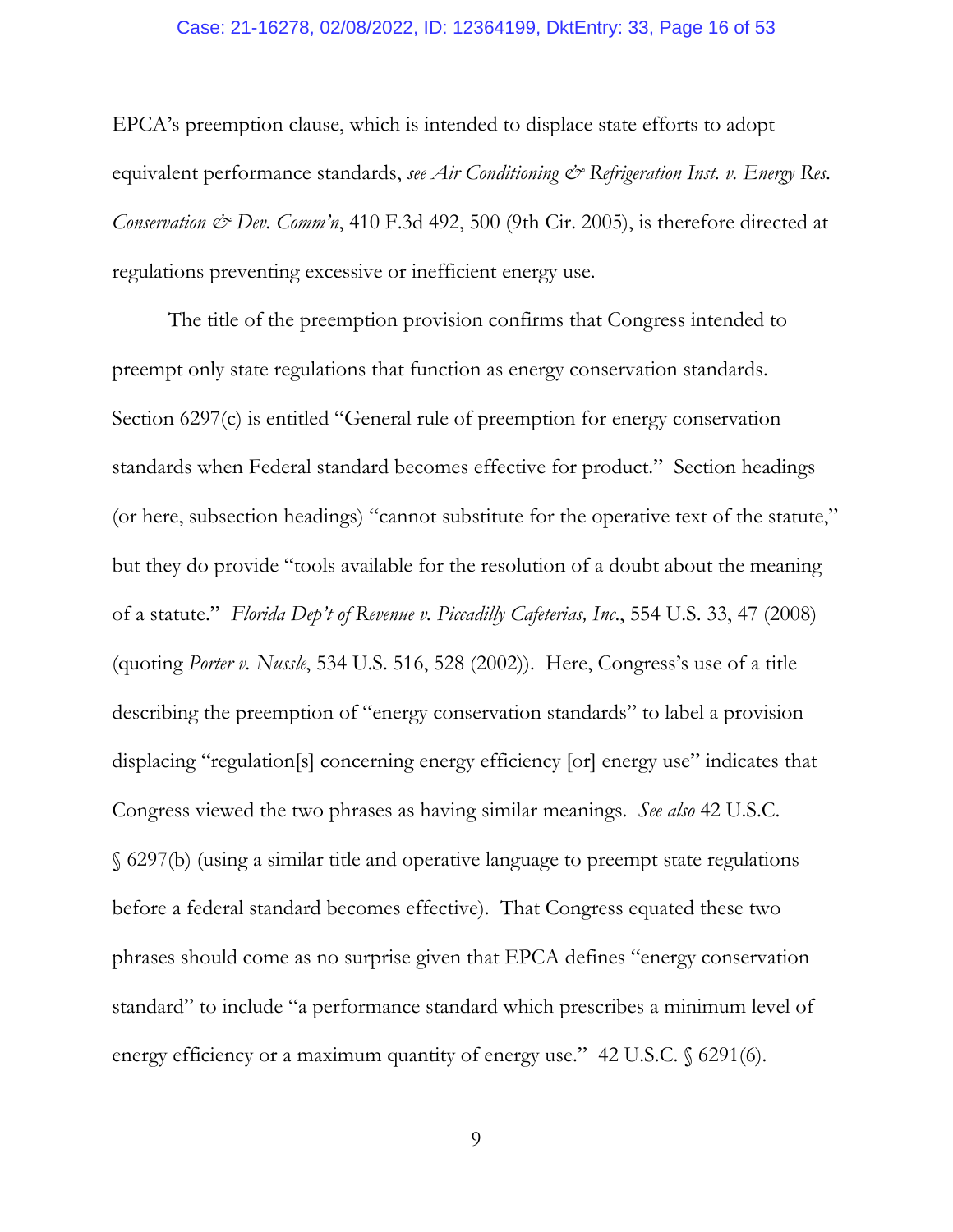EPCA's preemption clause, which is intended to displace state efforts to adopt equivalent performance standards, *see Air Conditioning & Refrigeration Inst. v. Energy Res. Conservation & Dev. Comm'n*, 410 F.3d 492, 500 (9th Cir. 2005), is therefore directed at regulations preventing excessive or inefficient energy use.

The title of the preemption provision confirms that Congress intended to preempt only state regulations that function as energy conservation standards. Section 6297(c) is entitled "General rule of preemption for energy conservation standards when Federal standard becomes effective for product." Section headings (or here, subsection headings) "cannot substitute for the operative text of the statute," but they do provide "tools available for the resolution of a doubt about the meaning of a statute." *Florida Dep't of Revenue v. Piccadilly Cafeterias, Inc.*, 554 U.S. 33, 47 (2008) (quoting *Porter v. Nussle*, 534 U.S. 516, 528 (2002)). Here, Congress's use of a title describing the preemption of "energy conservation standards" to label a provision displacing "regulation[s] concerning energy efficiency [or] energy use" indicates that Congress viewed the two phrases as having similar meanings. *See also* 42 U.S.C. § 6297(b) (using a similar title and operative language to preempt state regulations before a federal standard becomes effective). That Congress equated these two phrases should come as no surprise given that EPCA defines "energy conservation standard" to include "a performance standard which prescribes a minimum level of energy efficiency or a maximum quantity of energy use." 42 U.S.C. § 6291(6).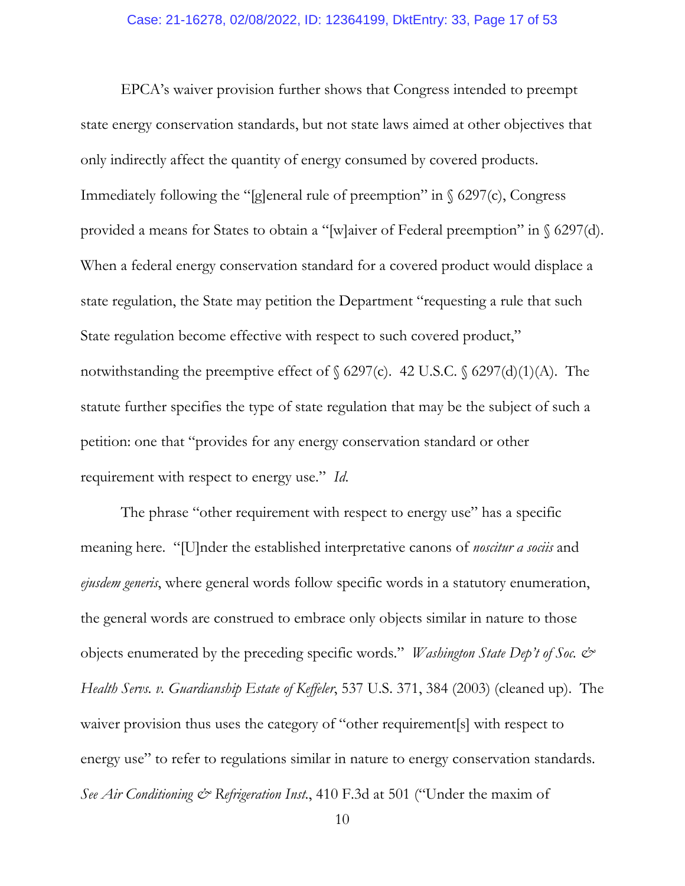EPCA's waiver provision further shows that Congress intended to preempt state energy conservation standards, but not state laws aimed at other objectives that only indirectly affect the quantity of energy consumed by covered products. Immediately following the "[g]eneral rule of preemption" in § 6297(c), Congress provided a means for States to obtain a "[w]aiver of Federal preemption" in § 6297(d). When a federal energy conservation standard for a covered product would displace a state regulation, the State may petition the Department "requesting a rule that such State regulation become effective with respect to such covered product," notwithstanding the preemptive effect of § 6297(c). 42 U.S.C. § 6297(d)(1)(A). The statute further specifies the type of state regulation that may be the subject of such a petition: one that "provides for any energy conservation standard or other requirement with respect to energy use." *Id.*

The phrase "other requirement with respect to energy use" has a specific meaning here. "[U]nder the established interpretative canons of *noscitur a sociis* and *ejusdem generis*, where general words follow specific words in a statutory enumeration, the general words are construed to embrace only objects similar in nature to those objects enumerated by the preceding specific words." *Washington State Dep't of Soc. & Health Servs. v. Guardianship Estate of Keffeler*, 537 U.S. 371, 384 (2003) (cleaned up). The waiver provision thus uses the category of "other requirement[s] with respect to energy use" to refer to regulations similar in nature to energy conservation standards. *See Air Conditioning & Refrigeration Inst.*, 410 F.3d at 501 ("Under the maxim of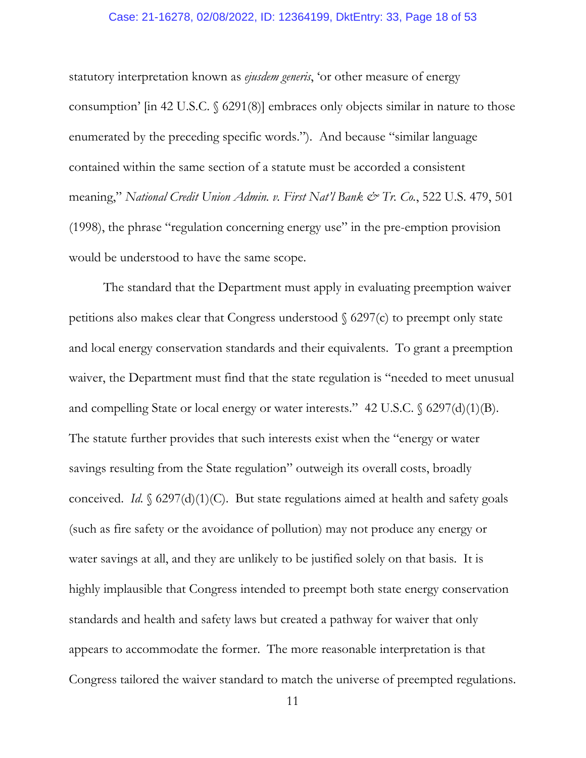statutory interpretation known as *ejusdem generis*, 'or other measure of energy consumption' [in 42 U.S.C. § 6291(8)] embraces only objects similar in nature to those enumerated by the preceding specific words."). And because "similar language contained within the same section of a statute must be accorded a consistent meaning," *National Credit Union Admin. v. First Nat'l Bank & Tr. Co.*, 522 U.S. 479, 501 (1998), the phrase "regulation concerning energy use" in the pre-emption provision would be understood to have the same scope.

The standard that the Department must apply in evaluating preemption waiver petitions also makes clear that Congress understood § 6297(c) to preempt only state and local energy conservation standards and their equivalents. To grant a preemption waiver, the Department must find that the state regulation is "needed to meet unusual and compelling State or local energy or water interests." 42 U.S.C. § 6297(d)(1)(B). The statute further provides that such interests exist when the "energy or water savings resulting from the State regulation" outweigh its overall costs, broadly conceived. *Id.* § 6297(d)(1)(C). But state regulations aimed at health and safety goals (such as fire safety or the avoidance of pollution) may not produce any energy or water savings at all, and they are unlikely to be justified solely on that basis. It is highly implausible that Congress intended to preempt both state energy conservation standards and health and safety laws but created a pathway for waiver that only appears to accommodate the former. The more reasonable interpretation is that Congress tailored the waiver standard to match the universe of preempted regulations.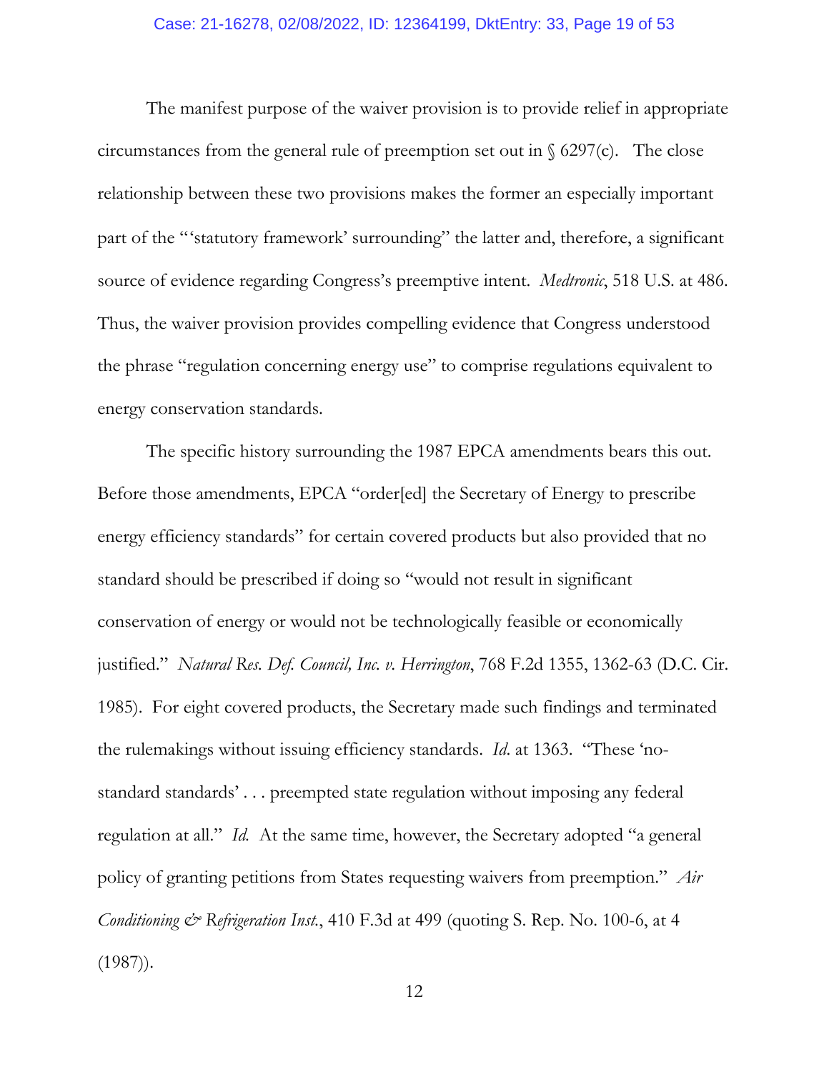The manifest purpose of the waiver provision is to provide relief in appropriate circumstances from the general rule of preemption set out in § 6297(c). The close relationship between these two provisions makes the former an especially important part of the "'statutory framework' surrounding" the latter and, therefore, a significant source of evidence regarding Congress's preemptive intent. *Medtronic*, 518 U.S. at 486. Thus, the waiver provision provides compelling evidence that Congress understood the phrase "regulation concerning energy use" to comprise regulations equivalent to energy conservation standards.

The specific history surrounding the 1987 EPCA amendments bears this out. Before those amendments, EPCA "order[ed] the Secretary of Energy to prescribe energy efficiency standards" for certain covered products but also provided that no standard should be prescribed if doing so "would not result in significant conservation of energy or would not be technologically feasible or economically justified." *Natural Res. Def. Council, Inc. v. Herrington*, 768 F.2d 1355, 1362-63 (D.C. Cir. 1985). For eight covered products, the Secretary made such findings and terminated the rulemakings without issuing efficiency standards. *Id.* at 1363. "These 'no-standard standards' . . . preempted state regulation without imposing any federal regulation at all." *Id.* At the same time, however, the Secretary adopted "a general policy of granting petitions from States requesting waivers from preemption." *Air Conditioning & Refrigeration Inst.*, 410 F.3d at 499 (quoting S. Rep. No. 100-6, at 4 (1987)).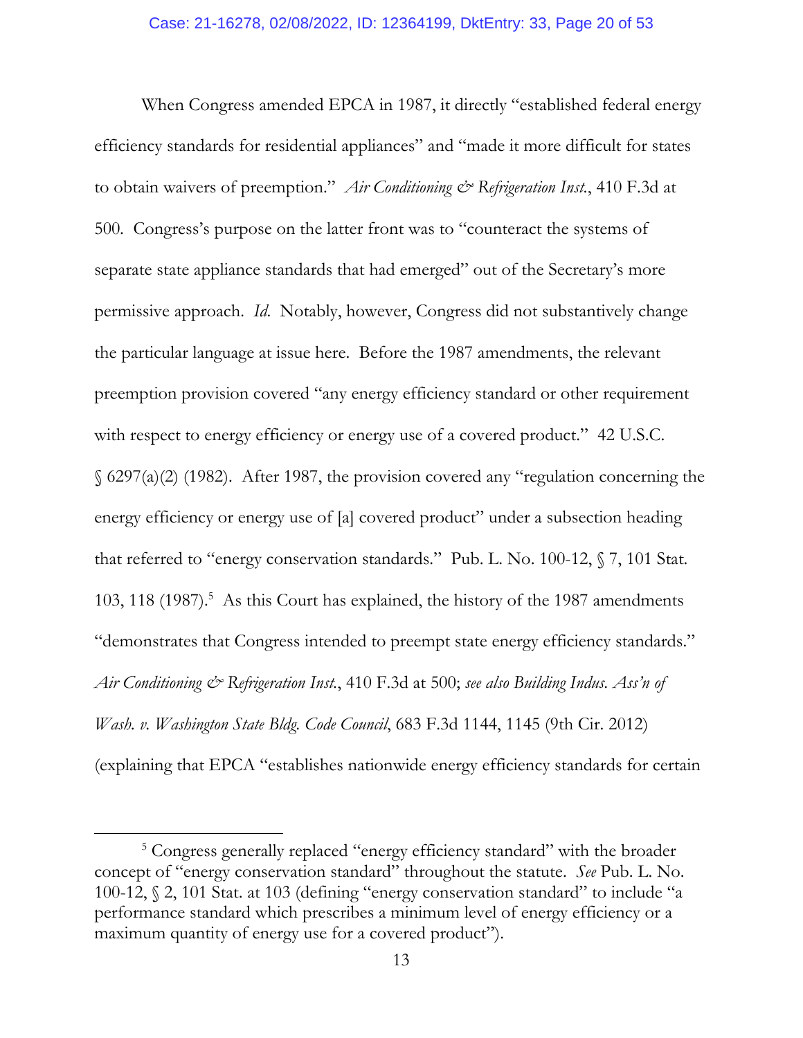When Congress amended EPCA in 1987, it directly "established federal energy efficiency standards for residential appliances" and "made it more difficult for states to obtain waivers of preemption." *Air Conditioning & Refrigeration Inst.*, 410 F.3d at 500. Congress's purpose on the latter front was to "counteract the systems of separate state appliance standards that had emerged" out of the Secretary's more permissive approach. *Id.* Notably, however, Congress did not substantively change the particular language at issue here. Before the 1987 amendments, the relevant preemption provision covered "any energy efficiency standard or other requirement with respect to energy efficiency or energy use of a covered product." 42 U.S.C. § 6297(a)(2) (1982). After 1987, the provision covered any "regulation concerning the energy efficiency or energy use of [a] covered product" under a subsection heading that referred to "energy conservation standards." Pub. L. No. 100-12, § 7, 101 Stat. 103, 118 (1987).[5] As this Court has explained, the history of the 1987 amendments "demonstrates that Congress intended to preempt state energy efficiency standards." *Air Conditioning & Refrigeration Inst.*, 410 F.3d at 500; *see also Building Indus. Ass'n of Wash. v. Washington State Bldg. Code Council*, 683 F.3d 1144, 1145 (9th Cir. 2012) (explaining that EPCA "establishes nationwide energy efficiency standards for certain

[5] Congress generally replaced "energy efficiency standard" with the broader concept of "energy conservation standard" throughout the statute. *See* Pub. L. No. 100-12, § 2, 101 Stat. at 103 (defining "energy conservation standard" to include "a performance standard which prescribes a minimum level of energy efficiency or a maximum quantity of energy use for a covered product").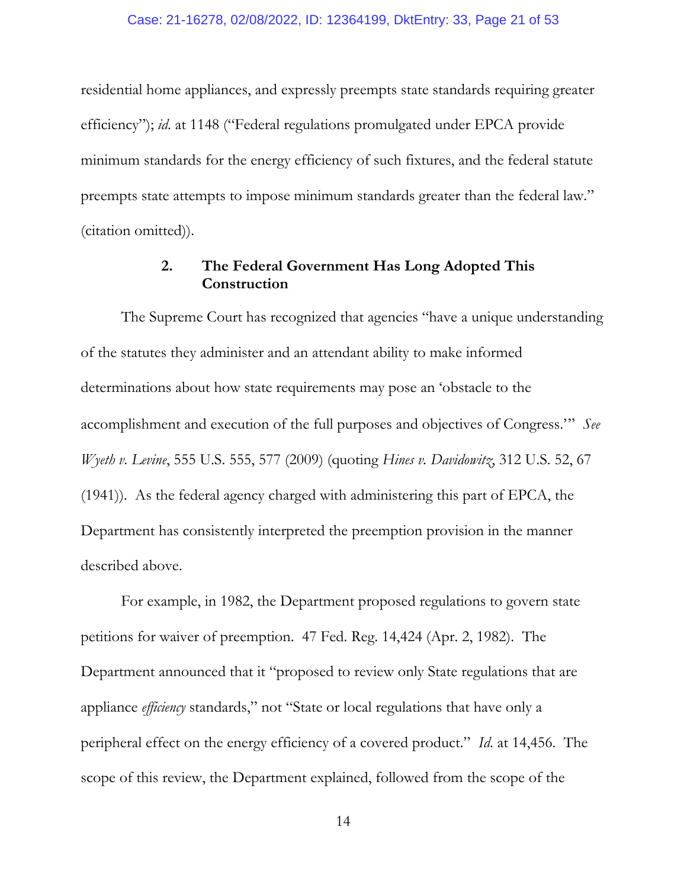residential home appliances, and expressly preempts state standards requiring greater efficiency"); *id.* at 1148 ("Federal regulations promulgated under EPCA provide minimum standards for the energy efficiency of such fixtures, and the federal statute preempts state attempts to impose minimum standards greater than the federal law." (citation omitted)).

### 2. The Federal Government Has Long Adopted This Construction

The Supreme Court has recognized that agencies "have a unique understanding of the statutes they administer and an attendant ability to make informed determinations about how state requirements may pose an 'obstacle to the accomplishment and execution of the full purposes and objectives of Congress.'" *See Wyeth v. Levine*, 555 U.S. 555, 577 (2009) (quoting *Hines v. Davidowitz*, 312 U.S. 52, 67 (1941)). As the federal agency charged with administering this part of EPCA, the Department has consistently interpreted the preemption provision in the manner described above.

For example, in 1982, the Department proposed regulations to govern state petitions for waiver of preemption. 47 Fed. Reg. 14,424 (Apr. 2, 1982). The Department announced that it "proposed to review only State regulations that are appliance *efficiency* standards," not "State or local regulations that have only a peripheral effect on the energy efficiency of a covered product." *Id.* at 14,456. The scope of this review, the Department explained, followed from the scope of the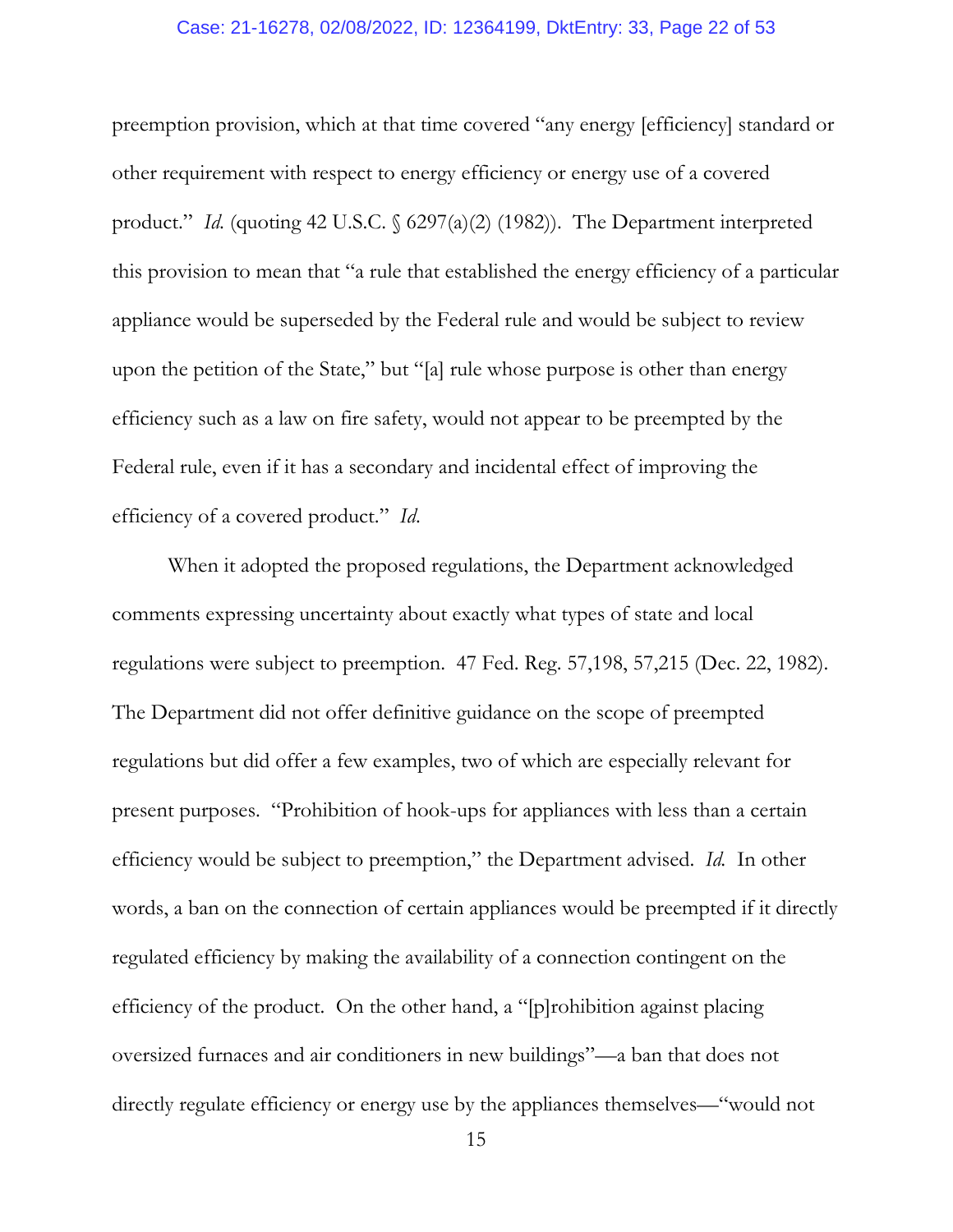preemption provision, which at that time covered "any energy [efficiency] standard or other requirement with respect to energy efficiency or energy use of a covered product." *Id.* (quoting 42 U.S.C. § 6297(a)(2) (1982)). The Department interpreted this provision to mean that "a rule that established the energy efficiency of a particular appliance would be superseded by the Federal rule and would be subject to review upon the petition of the State," but "[a] rule whose purpose is other than energy efficiency such as a law on fire safety, would not appear to be preempted by the Federal rule, even if it has a secondary and incidental effect of improving the efficiency of a covered product." *Id.*

When it adopted the proposed regulations, the Department acknowledged comments expressing uncertainty about exactly what types of state and local regulations were subject to preemption. 47 Fed. Reg. 57,198, 57,215 (Dec. 22, 1982). The Department did not offer definitive guidance on the scope of preempted regulations but did offer a few examples, two of which are especially relevant for present purposes. "Prohibition of hook-ups for appliances with less than a certain efficiency would be subject to preemption," the Department advised. *Id.* In other words, a ban on the connection of certain appliances would be preempted if it directly regulated efficiency by making the availability of a connection contingent on the efficiency of the product. On the other hand, a "[p]rohibition against placing oversized furnaces and air conditioners in new buildings"—a ban that does not directly regulate efficiency or energy use by the appliances themselves—"would not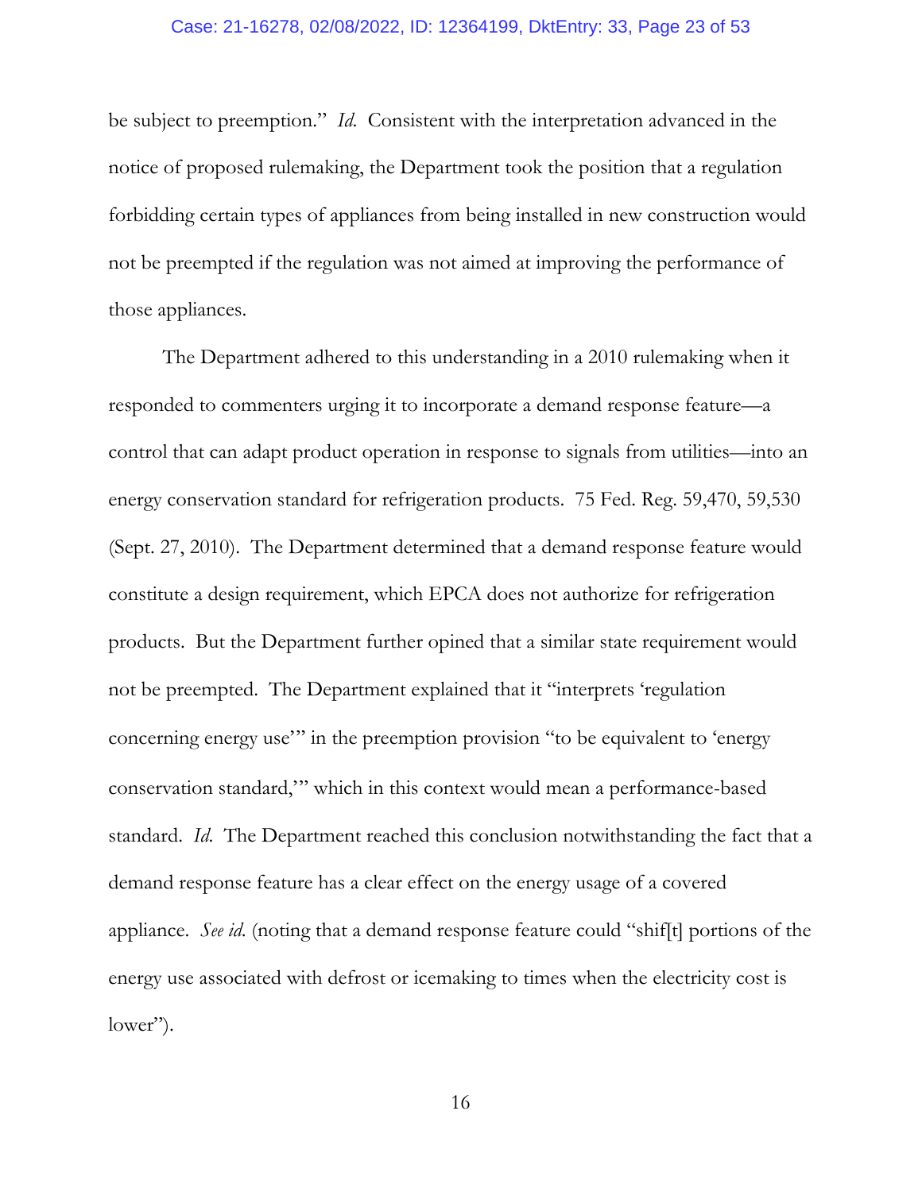be subject to preemption." *Id.* Consistent with the interpretation advanced in the notice of proposed rulemaking, the Department took the position that a regulation forbidding certain types of appliances from being installed in new construction would not be preempted if the regulation was not aimed at improving the performance of those appliances.

The Department adhered to this understanding in a 2010 rulemaking when it responded to commenters urging it to incorporate a demand response feature—a control that can adapt product operation in response to signals from utilities—into an energy conservation standard for refrigeration products. 75 Fed. Reg. 59,470, 59,530 (Sept. 27, 2010). The Department determined that a demand response feature would constitute a design requirement, which EPCA does not authorize for refrigeration products. But the Department further opined that a similar state requirement would not be preempted. The Department explained that it "interprets 'regulation concerning energy use'" in the preemption provision "to be equivalent to 'energy conservation standard,'" which in this context would mean a performance-based standard. *Id.* The Department reached this conclusion notwithstanding the fact that a demand response feature has a clear effect on the energy usage of a covered appliance. *See id.* (noting that a demand response feature could "shif[t] portions of the energy use associated with defrost or icemaking to times when the electricity cost is lower").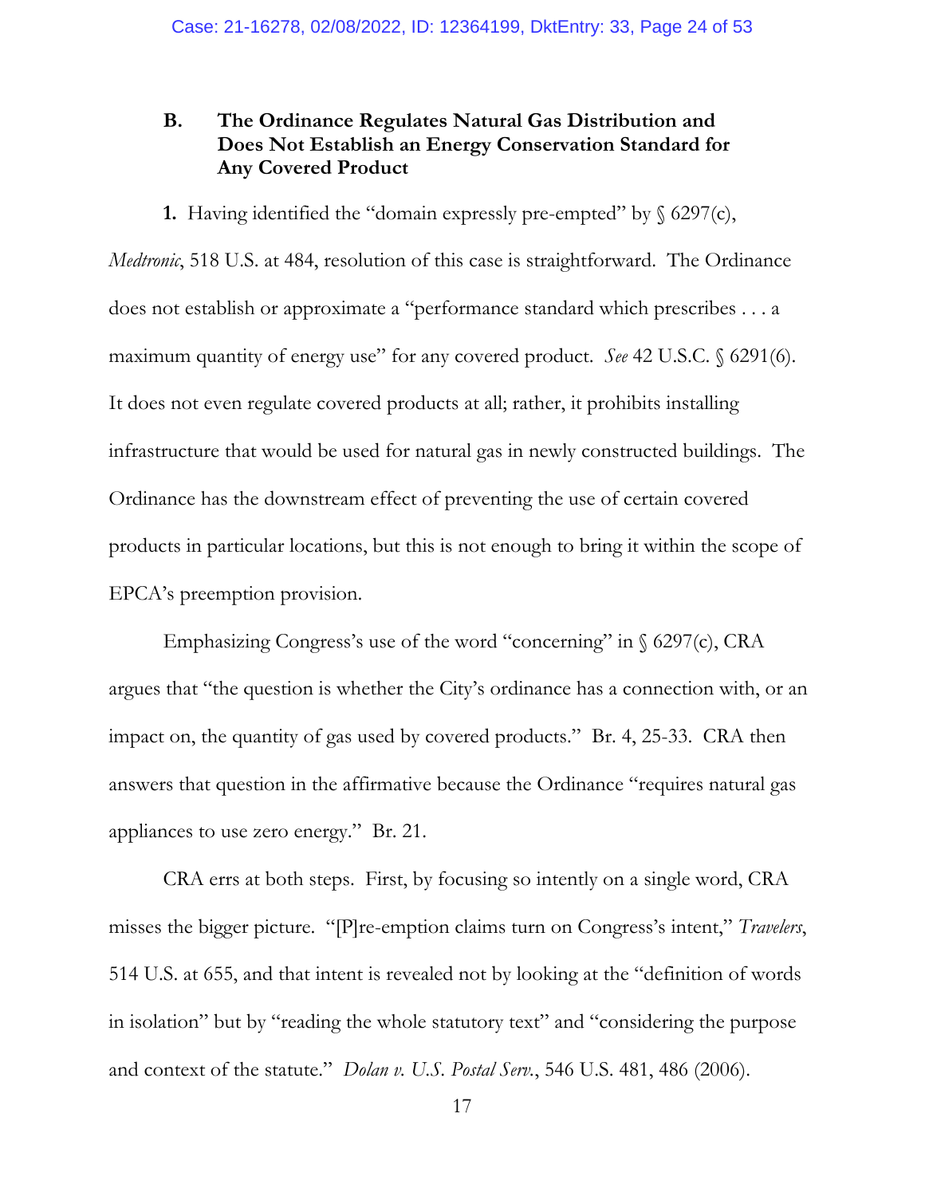### B. The Ordinance Regulates Natural Gas Distribution and Does Not Establish an Energy Conservation Standard for Any Covered Product

**1.** Having identified the "domain expressly pre-empted" by § 6297(c), *Medtronic*, 518 U.S. at 484, resolution of this case is straightforward. The Ordinance does not establish or approximate a "performance standard which prescribes . . . a maximum quantity of energy use" for any covered product. *See* 42 U.S.C. § 6291(6). It does not even regulate covered products at all; rather, it prohibits installing infrastructure that would be used for natural gas in newly constructed buildings. The Ordinance has the downstream effect of preventing the use of certain covered products in particular locations, but this is not enough to bring it within the scope of EPCA's preemption provision.

Emphasizing Congress's use of the word "concerning" in § 6297(c), CRA argues that "the question is whether the City's ordinance has a connection with, or an impact on, the quantity of gas used by covered products." Br. 4, 25-33. CRA then answers that question in the affirmative because the Ordinance "requires natural gas appliances to use zero energy." Br. 21.

CRA errs at both steps. First, by focusing so intently on a single word, CRA misses the bigger picture. "[P]re-emption claims turn on Congress's intent," *Travelers*, 514 U.S. at 655, and that intent is revealed not by looking at the "definition of words in isolation" but by "reading the whole statutory text" and "considering the purpose and context of the statute." *Dolan v. U.S. Postal Serv.*, 546 U.S. 481, 486 (2006).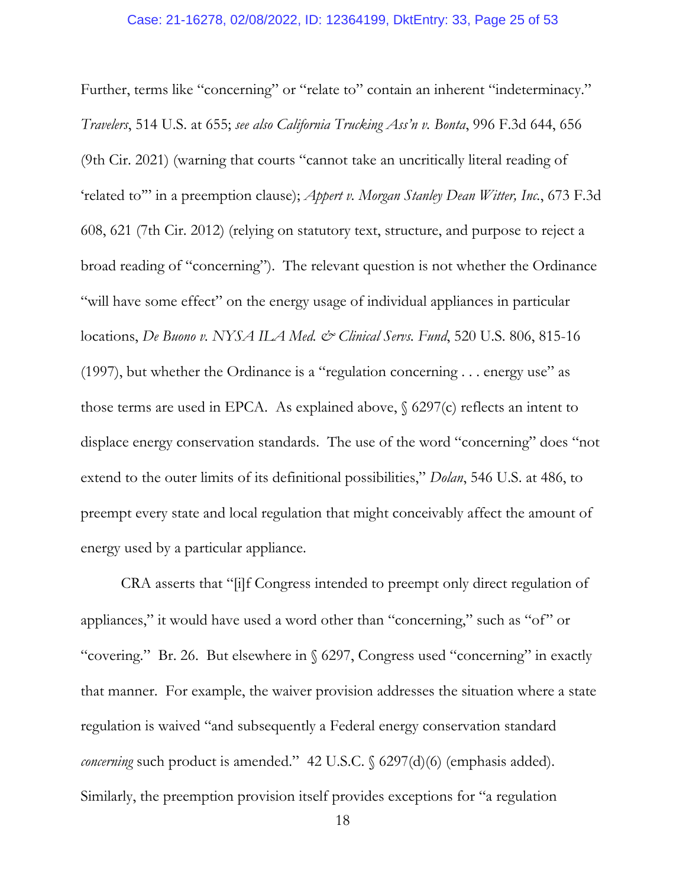Further, terms like "concerning" or "relate to" contain an inherent "indeterminacy." *Travelers*, 514 U.S. at 655; *see also California Trucking Ass'n v. Bonta*, 996 F.3d 644, 656 (9th Cir. 2021) (warning that courts "cannot take an uncritically literal reading of 'related to'" in a preemption clause); *Appert v. Morgan Stanley Dean Witter, Inc.*, 673 F.3d 608, 621 (7th Cir. 2012) (relying on statutory text, structure, and purpose to reject a broad reading of "concerning"). The relevant question is not whether the Ordinance "will have some effect" on the energy usage of individual appliances in particular locations, *De Buono v. NYSA ILA Med. & Clinical Servs. Fund*, 520 U.S. 806, 815-16 (1997), but whether the Ordinance is a "regulation concerning . . . energy use" as those terms are used in EPCA. As explained above, § 6297(c) reflects an intent to displace energy conservation standards. The use of the word "concerning" does "not extend to the outer limits of its definitional possibilities," *Dolan*, 546 U.S. at 486, to preempt every state and local regulation that might conceivably affect the amount of energy used by a particular appliance.

CRA asserts that "[i]f Congress intended to preempt only direct regulation of appliances," it would have used a word other than "concerning," such as "of" or "covering." Br. 26. But elsewhere in § 6297, Congress used "concerning" in exactly that manner. For example, the waiver provision addresses the situation where a state regulation is waived "and subsequently a Federal energy conservation standard *concerning* such product is amended." 42 U.S.C. § 6297(d)(6) (emphasis added). Similarly, the preemption provision itself provides exceptions for "a regulation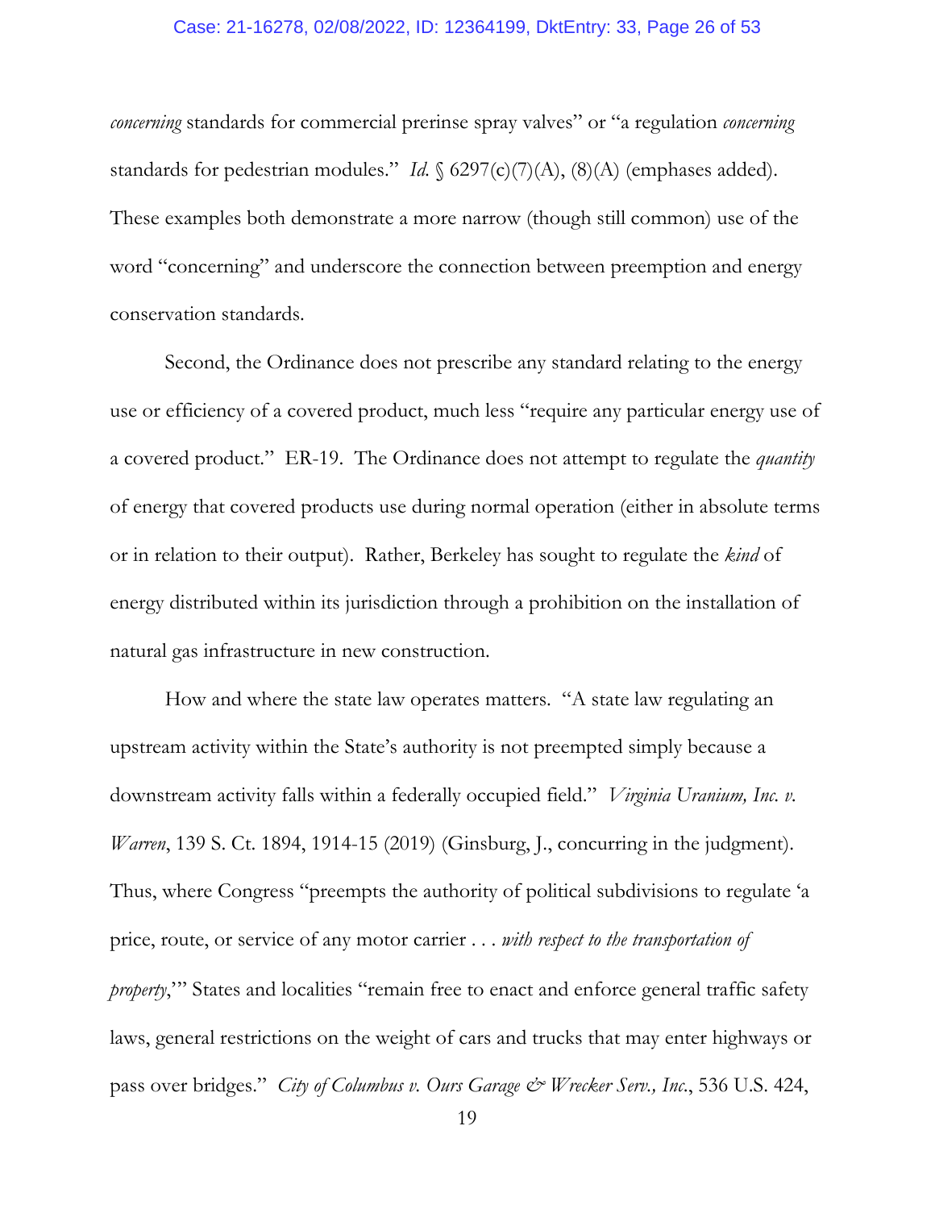*concerning* standards for commercial prerinse spray valves" or "a regulation *concerning* standards for pedestrian modules." *Id.* § 6297(c)(7)(A), (8)(A) (emphases added). These examples both demonstrate a more narrow (though still common) use of the word "concerning" and underscore the connection between preemption and energy conservation standards.

Second, the Ordinance does not prescribe any standard relating to the energy use or efficiency of a covered product, much less "require any particular energy use of a covered product." ER-19. The Ordinance does not attempt to regulate the *quantity* of energy that covered products use during normal operation (either in absolute terms or in relation to their output). Rather, Berkeley has sought to regulate the *kind* of energy distributed within its jurisdiction through a prohibition on the installation of natural gas infrastructure in new construction.

How and where the state law operates matters. "A state law regulating an upstream activity within the State's authority is not preempted simply because a downstream activity falls within a federally occupied field." *Virginia Uranium, Inc. v. Warren*, 139 S. Ct. 1894, 1914-15 (2019) (Ginsburg, J., concurring in the judgment). Thus, where Congress "preempts the authority of political subdivisions to regulate 'a price, route, or service of any motor carrier . . . *with respect to the transportation of property*,'" States and localities "remain free to enact and enforce general traffic safety laws, general restrictions on the weight of cars and trucks that may enter highways or pass over bridges." *City of Columbus v. Ours Garage & Wrecker Serv., Inc.*, 536 U.S. 424,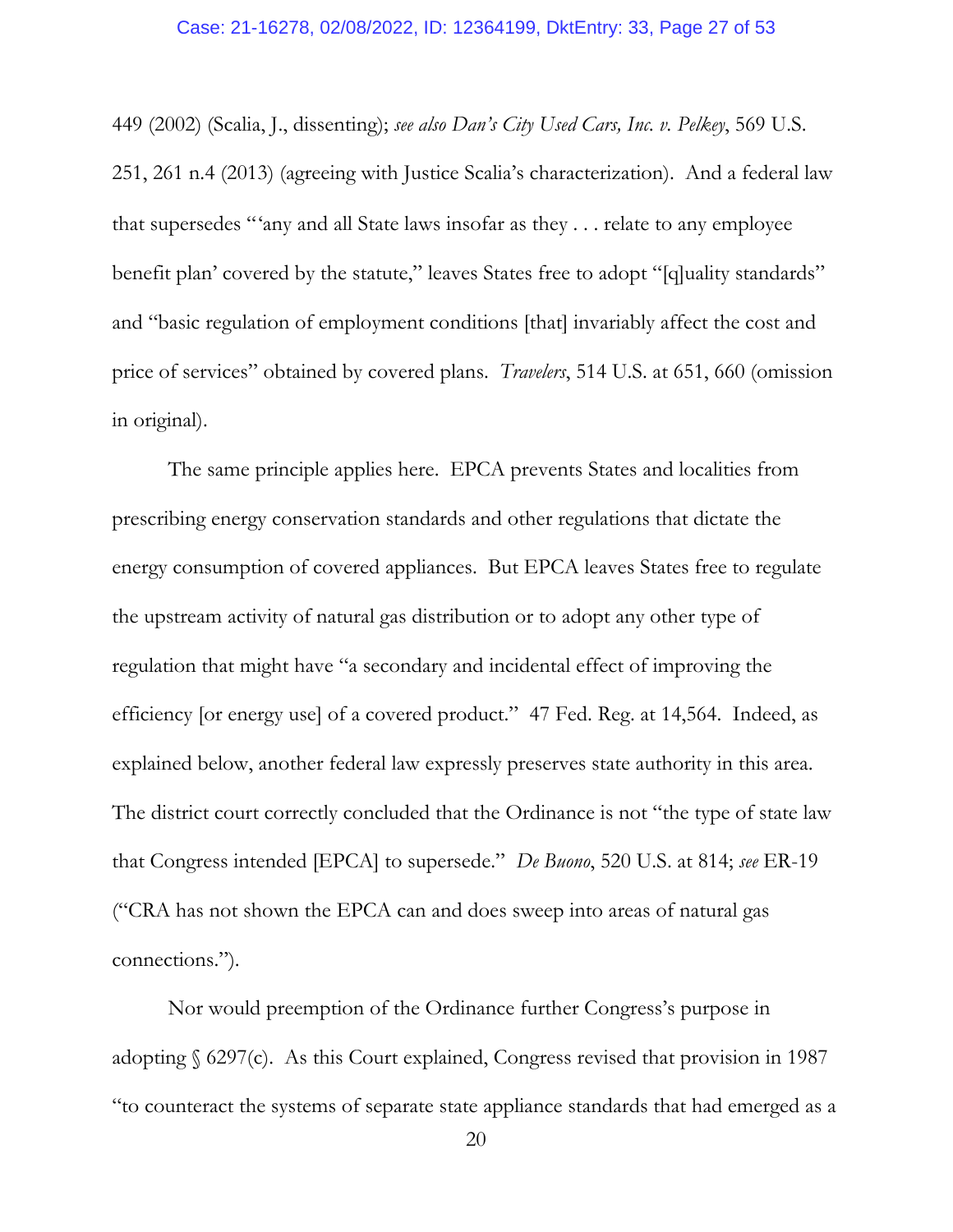449 (2002) (Scalia, J., dissenting); *see also Dan's City Used Cars, Inc. v. Pelkey*, 569 U.S. 251, 261 n.4 (2013) (agreeing with Justice Scalia's characterization). And a federal law that supersedes "'any and all State laws insofar as they . . . relate to any employee benefit plan' covered by the statute," leaves States free to adopt "[q]uality standards" and "basic regulation of employment conditions [that] invariably affect the cost and price of services" obtained by covered plans. *Travelers*, 514 U.S. at 651, 660 (omission in original).

The same principle applies here. EPCA prevents States and localities from prescribing energy conservation standards and other regulations that dictate the energy consumption of covered appliances. But EPCA leaves States free to regulate the upstream activity of natural gas distribution or to adopt any other type of regulation that might have "a secondary and incidental effect of improving the efficiency [or energy use] of a covered product." 47 Fed. Reg. at 14,564. Indeed, as explained below, another federal law expressly preserves state authority in this area. The district court correctly concluded that the Ordinance is not "the type of state law that Congress intended [EPCA] to supersede." *De Buono*, 520 U.S. at 814; *see* ER-19 ("CRA has not shown the EPCA can and does sweep into areas of natural gas connections.").

Nor would preemption of the Ordinance further Congress's purpose in adopting § 6297(c). As this Court explained, Congress revised that provision in 1987 "to counteract the systems of separate state appliance standards that had emerged as a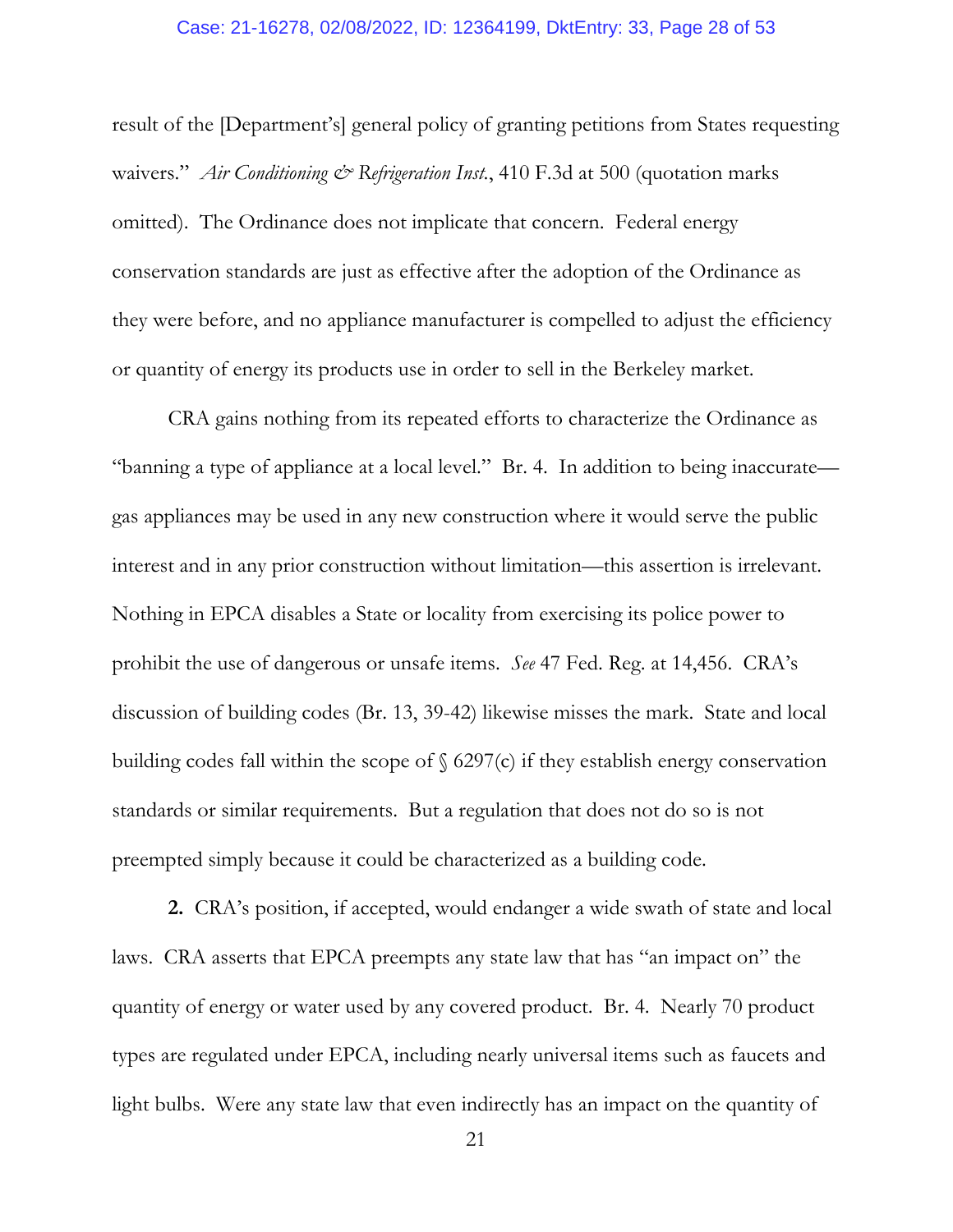result of the [Department's] general policy of granting petitions from States requesting waivers." *Air Conditioning & Refrigeration Inst.*, 410 F.3d at 500 (quotation marks omitted). The Ordinance does not implicate that concern. Federal energy conservation standards are just as effective after the adoption of the Ordinance as they were before, and no appliance manufacturer is compelled to adjust the efficiency or quantity of energy its products use in order to sell in the Berkeley market.

CRA gains nothing from its repeated efforts to characterize the Ordinance as "banning a type of appliance at a local level." Br. 4. In addition to being inaccurate—gas appliances may be used in any new construction where it would serve the public interest and in any prior construction without limitation—this assertion is irrelevant. Nothing in EPCA disables a State or locality from exercising its police power to prohibit the use of dangerous or unsafe items. *See* 47 Fed. Reg. at 14,456. CRA's discussion of building codes (Br. 13, 39-42) likewise misses the mark. State and local building codes fall within the scope of § 6297(c) if they establish energy conservation standards or similar requirements. But a regulation that does not do so is not preempted simply because it could be characterized as a building code.

**2.** CRA's position, if accepted, would endanger a wide swath of state and local laws. CRA asserts that EPCA preempts any state law that has "an impact on" the quantity of energy or water used by any covered product. Br. 4. Nearly 70 product types are regulated under EPCA, including nearly universal items such as faucets and light bulbs. Were any state law that even indirectly has an impact on the quantity of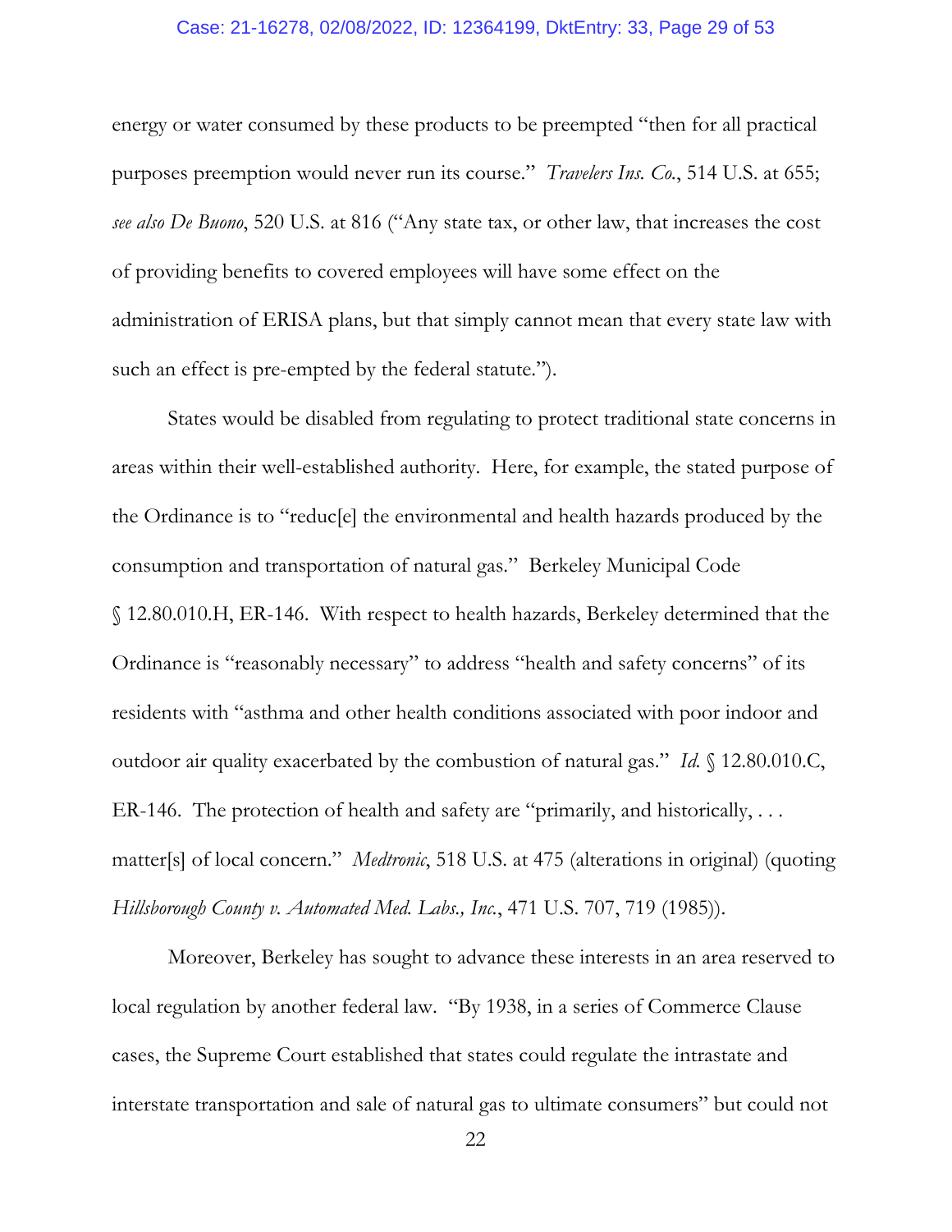energy or water consumed by these products to be preempted "then for all practical purposes preemption would never run its course." *Travelers Ins. Co.*, 514 U.S. at 655; *see also De Buono*, 520 U.S. at 816 ("Any state tax, or other law, that increases the cost of providing benefits to covered employees will have some effect on the administration of ERISA plans, but that simply cannot mean that every state law with such an effect is pre-empted by the federal statute.").

States would be disabled from regulating to protect traditional state concerns in areas within their well-established authority. Here, for example, the stated purpose of the Ordinance is to "reduc[e] the environmental and health hazards produced by the consumption and transportation of natural gas." Berkeley Municipal Code § 12.80.010.H, ER-146. With respect to health hazards, Berkeley determined that the Ordinance is "reasonably necessary" to address "health and safety concerns" of its residents with "asthma and other health conditions associated with poor indoor and outdoor air quality exacerbated by the combustion of natural gas." *Id.* § 12.80.010.C, ER-146. The protection of health and safety are "primarily, and historically, . . . matter[s] of local concern." *Medtronic*, 518 U.S. at 475 (alterations in original) (quoting *Hillsborough County v. Automated Med. Labs., Inc.*, 471 U.S. 707, 719 (1985)).

Moreover, Berkeley has sought to advance these interests in an area reserved to local regulation by another federal law. "By 1938, in a series of Commerce Clause cases, the Supreme Court established that states could regulate the intrastate and interstate transportation and sale of natural gas to ultimate consumers" but could not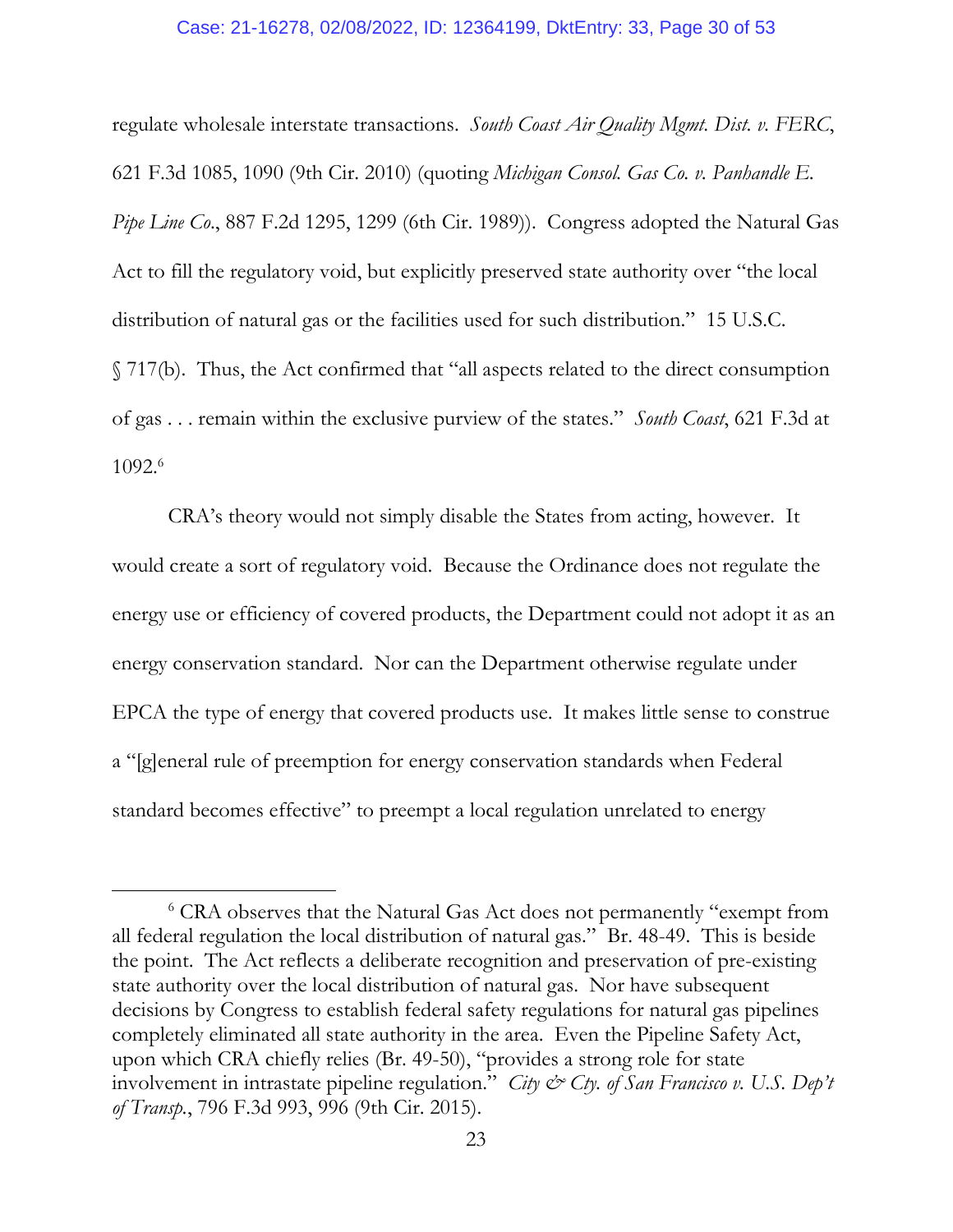regulate wholesale interstate transactions. *South Coast Air Quality Mgmt. Dist. v. FERC*, 621 F.3d 1085, 1090 (9th Cir. 2010) (quoting *Michigan Consol. Gas Co. v. Panhandle E. Pipe Line Co.*, 887 F.2d 1295, 1299 (6th Cir. 1989)). Congress adopted the Natural Gas Act to fill the regulatory void, but explicitly preserved state authority over "the local distribution of natural gas or the facilities used for such distribution." 15 U.S.C. § 717(b). Thus, the Act confirmed that "all aspects related to the direct consumption of gas . . . remain within the exclusive purview of the states." *South Coast*, 621 F.3d at 1092.[6]

CRA's theory would not simply disable the States from acting, however. It would create a sort of regulatory void. Because the Ordinance does not regulate the energy use or efficiency of covered products, the Department could not adopt it as an energy conservation standard. Nor can the Department otherwise regulate under EPCA the type of energy that covered products use. It makes little sense to construe a "[g]eneral rule of preemption for energy conservation standards when Federal standard becomes effective" to preempt a local regulation unrelated to energy

---

[6] CRA observes that the Natural Gas Act does not permanently "exempt from all federal regulation the local distribution of natural gas." Br. 48-49. This is beside the point. The Act reflects a deliberate recognition and preservation of pre-existing state authority over the local distribution of natural gas. Nor have subsequent decisions by Congress to establish federal safety regulations for natural gas pipelines completely eliminated all state authority in the area. Even the Pipeline Safety Act, upon which CRA chiefly relies (Br. 49-50), "provides a strong role for state involvement in intrastate pipeline regulation." *City & Cty. of San Francisco v. U.S. Dep't of Transp.*, 796 F.3d 993, 996 (9th Cir. 2015).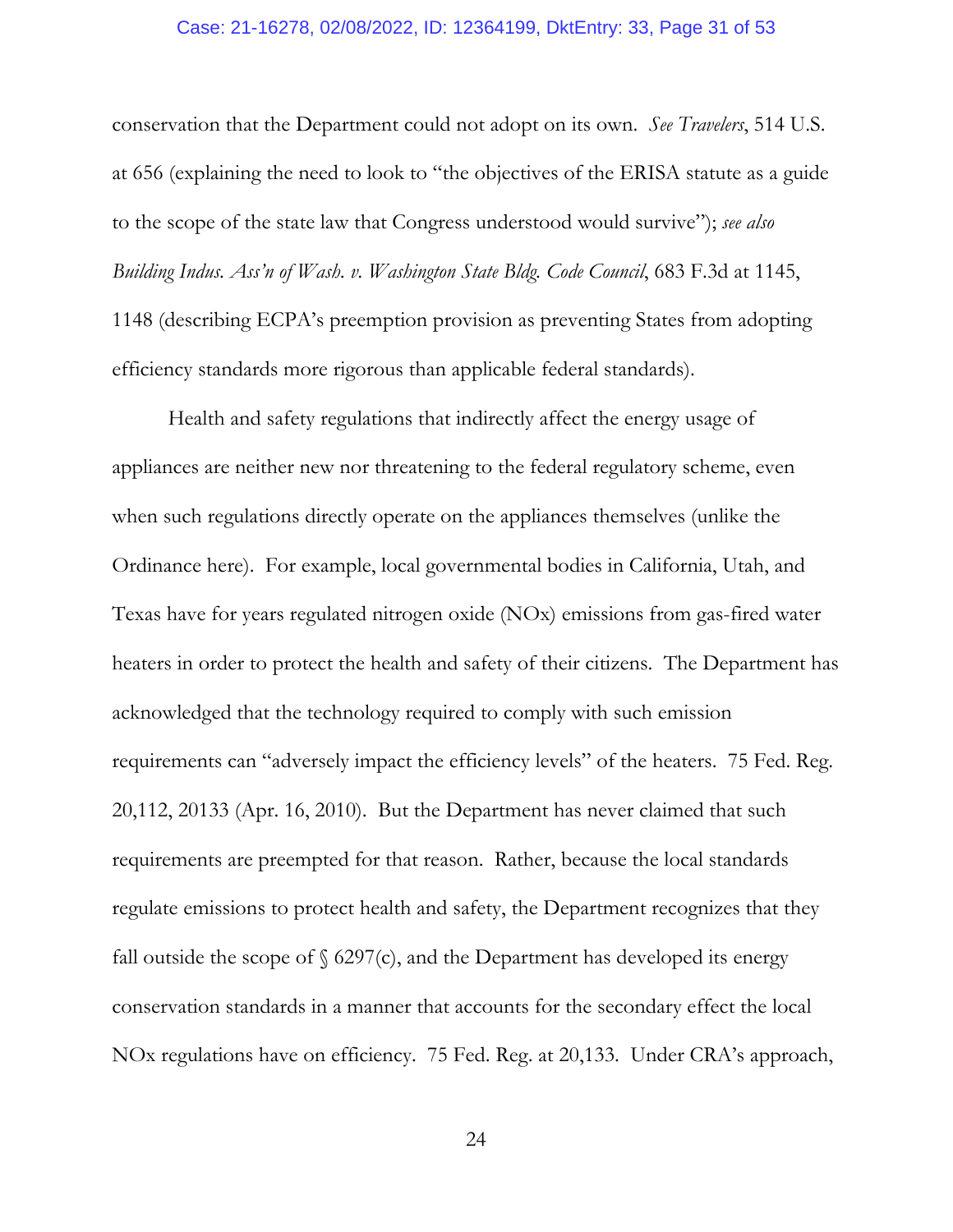conservation that the Department could not adopt on its own. *See Travelers*, 514 U.S. at 656 (explaining the need to look to "the objectives of the ERISA statute as a guide to the scope of the state law that Congress understood would survive"); *see also Building Indus. Ass'n of Wash. v. Washington State Bldg. Code Council*, 683 F.3d at 1145, 1148 (describing ECPA's preemption provision as preventing States from adopting efficiency standards more rigorous than applicable federal standards).

Health and safety regulations that indirectly affect the energy usage of appliances are neither new nor threatening to the federal regulatory scheme, even when such regulations directly operate on the appliances themselves (unlike the Ordinance here). For example, local governmental bodies in California, Utah, and Texas have for years regulated nitrogen oxide (NOx) emissions from gas-fired water heaters in order to protect the health and safety of their citizens. The Department has acknowledged that the technology required to comply with such emission requirements can "adversely impact the efficiency levels" of the heaters. 75 Fed. Reg. 20,112, 20133 (Apr. 16, 2010). But the Department has never claimed that such requirements are preempted for that reason. Rather, because the local standards regulate emissions to protect health and safety, the Department recognizes that they fall outside the scope of § 6297(c), and the Department has developed its energy conservation standards in a manner that accounts for the secondary effect the local NOx regulations have on efficiency. 75 Fed. Reg. at 20,133. Under CRA's approach,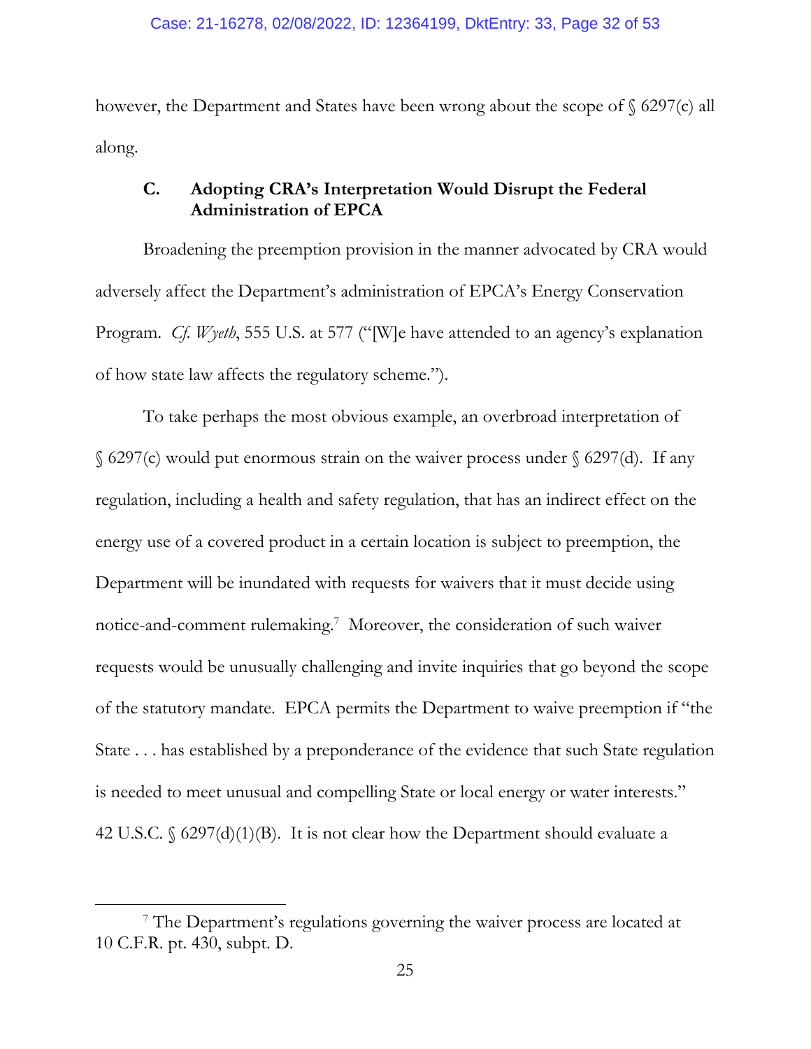however, the Department and States have been wrong about the scope of § 6297(c) all along.

### C. Adopting CRA's Interpretation Would Disrupt the Federal Administration of EPCA

Broadening the preemption provision in the manner advocated by CRA would adversely affect the Department's administration of EPCA's Energy Conservation Program. *Cf. Wyeth*, 555 U.S. at 577 ("[W]e have attended to an agency's explanation of how state law affects the regulatory scheme.").

To take perhaps the most obvious example, an overbroad interpretation of § 6297(c) would put enormous strain on the waiver process under § 6297(d). If any regulation, including a health and safety regulation, that has an indirect effect on the energy use of a covered product in a certain location is subject to preemption, the Department will be inundated with requests for waivers that it must decide using notice-and-comment rulemaking.[7] Moreover, the consideration of such waiver requests would be unusually challenging and invite inquiries that go beyond the scope of the statutory mandate. EPCA permits the Department to waive preemption if "the State . . . has established by a preponderance of the evidence that such State regulation is needed to meet unusual and compelling State or local energy or water interests." 42 U.S.C. § 6297(d)(1)(B). It is not clear how the Department should evaluate a

[7] The Department's regulations governing the waiver process are located at 10 C.F.R. pt. 430, subpt. D.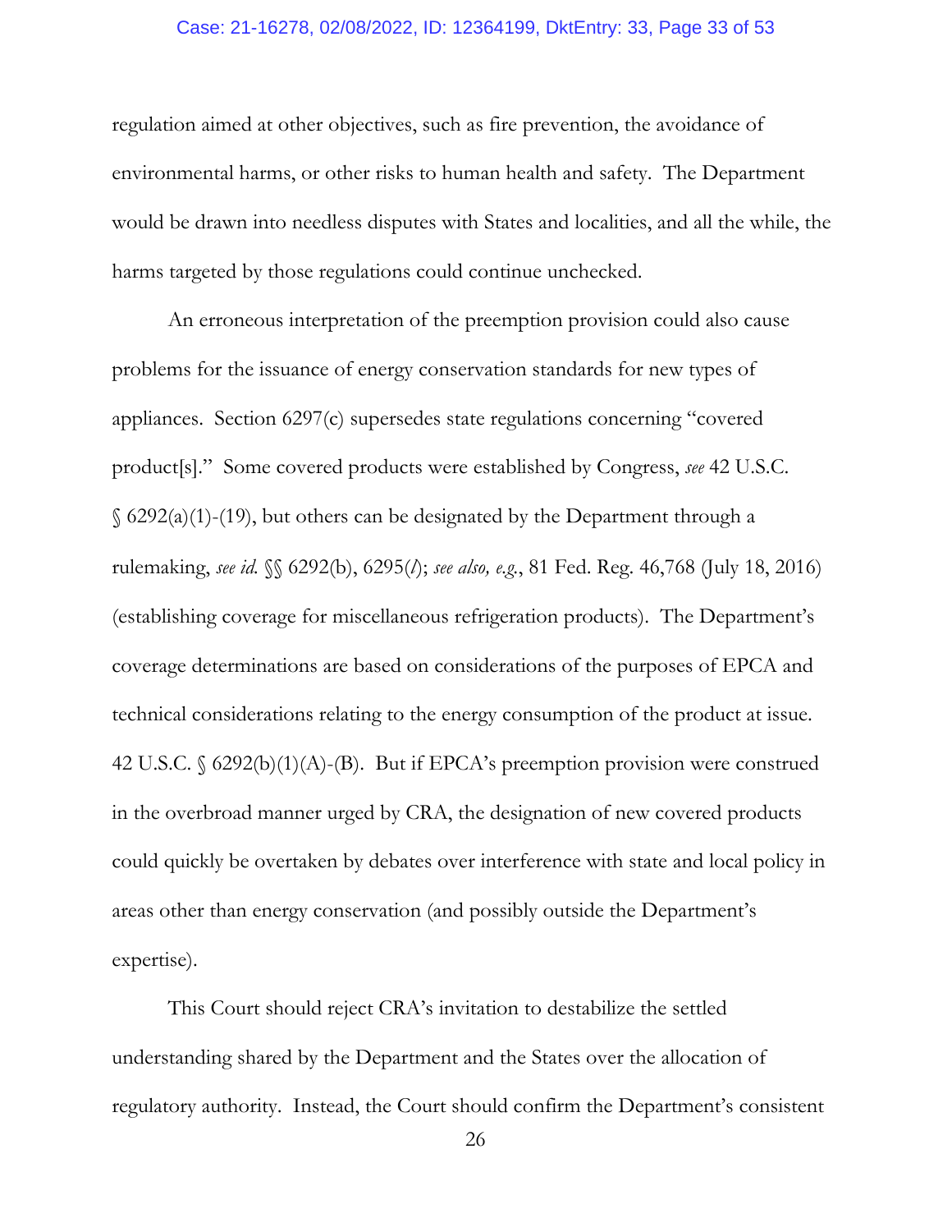regulation aimed at other objectives, such as fire prevention, the avoidance of environmental harms, or other risks to human health and safety. The Department would be drawn into needless disputes with States and localities, and all the while, the harms targeted by those regulations could continue unchecked.

An erroneous interpretation of the preemption provision could also cause problems for the issuance of energy conservation standards for new types of appliances. Section 6297(c) supersedes state regulations concerning "covered product[s]." Some covered products were established by Congress, *see* 42 U.S.C. § 6292(a)(1)-(19), but others can be designated by the Department through a rulemaking, *see id.* §§ 6292(b), 6295(*l*); *see also, e.g.*, 81 Fed. Reg. 46,768 (July 18, 2016) (establishing coverage for miscellaneous refrigeration products). The Department's coverage determinations are based on considerations of the purposes of EPCA and technical considerations relating to the energy consumption of the product at issue. 42 U.S.C. § 6292(b)(1)(A)-(B). But if EPCA's preemption provision were construed in the overbroad manner urged by CRA, the designation of new covered products could quickly be overtaken by debates over interference with state and local policy in areas other than energy conservation (and possibly outside the Department's expertise).

This Court should reject CRA's invitation to destabilize the settled understanding shared by the Department and the States over the allocation of regulatory authority. Instead, the Court should confirm the Department's consistent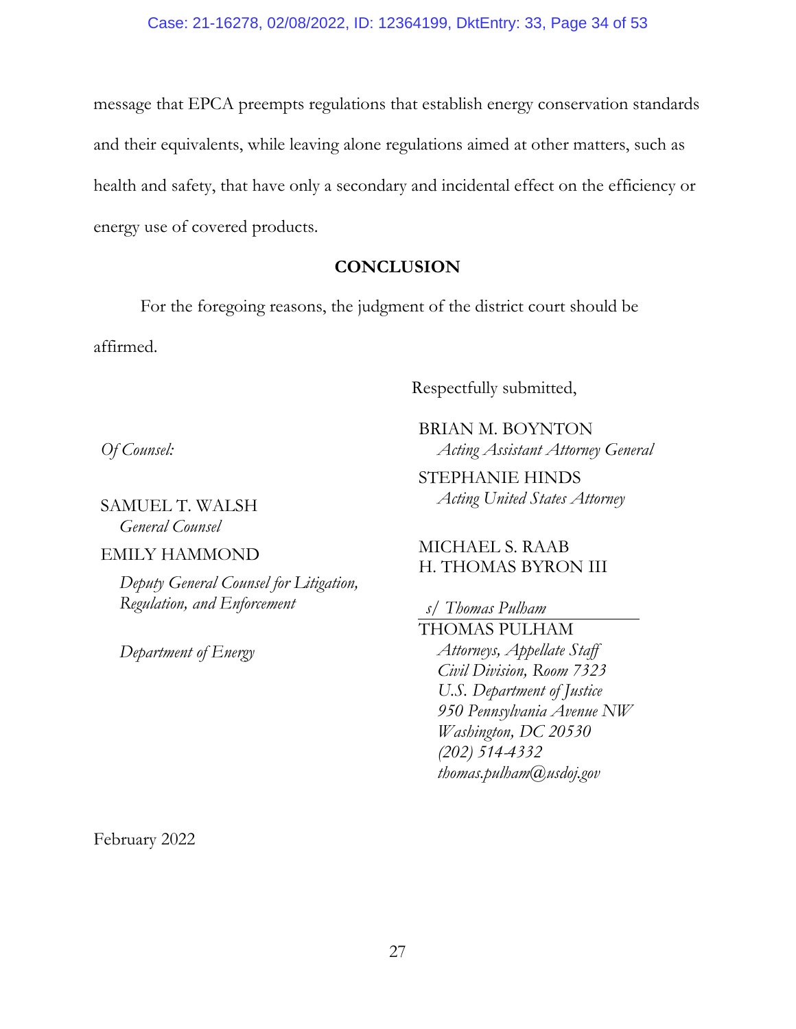message that EPCA preempts regulations that establish energy conservation standards and their equivalents, while leaving alone regulations aimed at other matters, such as health and safety, that have only a secondary and incidental effect on the efficiency or energy use of covered products.

## CONCLUSION

For the foregoing reasons, the judgment of the district court should be affirmed.

Respectfully submitted,

BRIAN M. BOYNTON
*Acting Assistant Attorney General*

STEPHANIE HINDS
*Acting United States Attorney*

MICHAEL S. RAAB
H. THOMAS BYRON III

*s/ Thomas Pulham*
THOMAS PULHAM
*Attorneys, Appellate Staff*
*Civil Division, Room 7323*
*U.S. Department of Justice*
*950 Pennsylvania Avenue NW*
*Washington, DC 20530*
*(202) 514-4332*
*thomas.pulham@usdoj.gov*

*Of Counsel:*

SAMUEL T. WALSH
*General Counsel*

EMILY HAMMOND
*Deputy General Counsel for Litigation, Regulation, and Enforcement*

*Department of Energy*

February 2022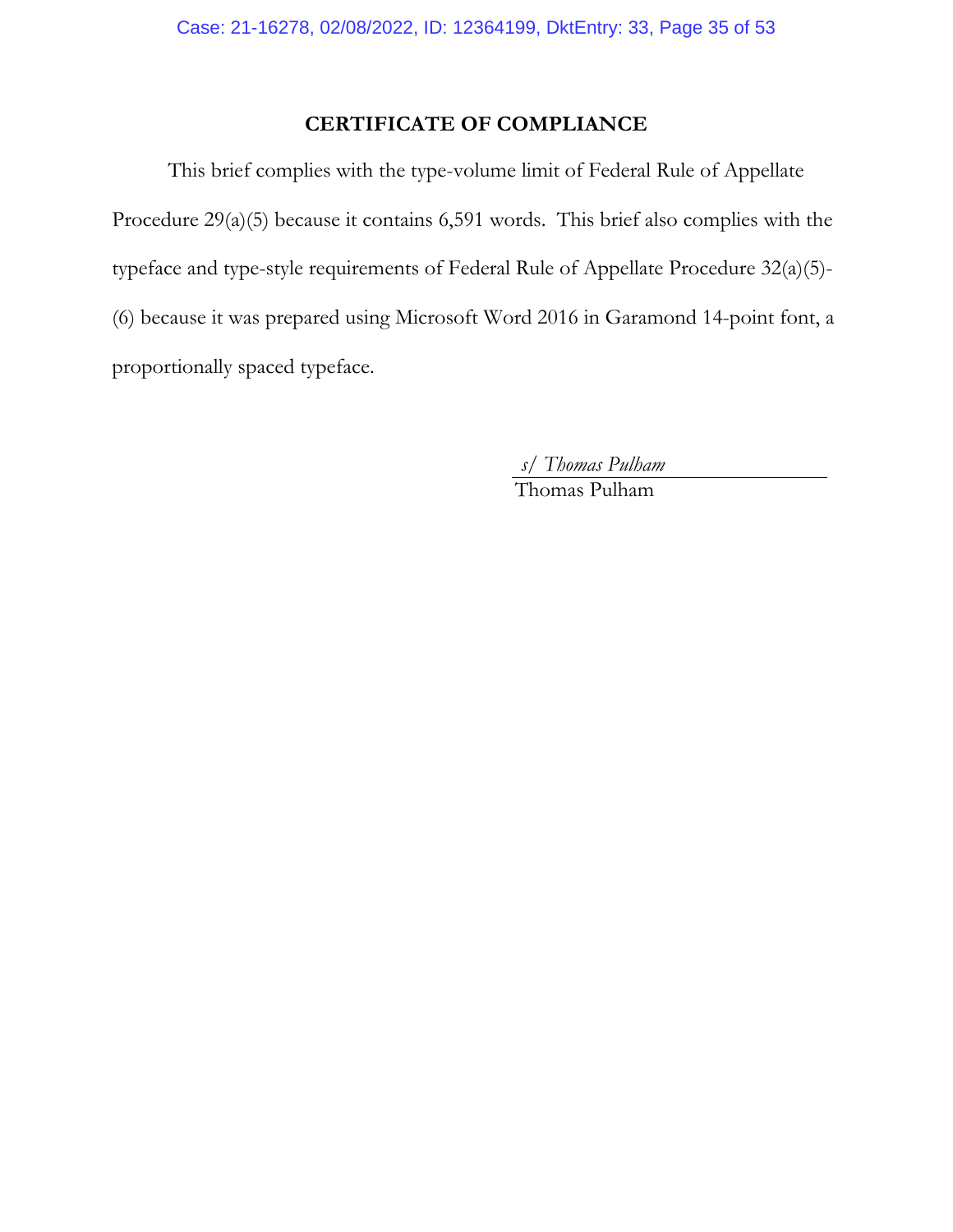## CERTIFICATE OF COMPLIANCE

This brief complies with the type-volume limit of Federal Rule of Appellate Procedure 29(a)(5) because it contains 6,591 words. This brief also complies with the typeface and type-style requirements of Federal Rule of Appellate Procedure 32(a)(5)-(6) because it was prepared using Microsoft Word 2016 in Garamond 14-point font, a proportionally spaced typeface.

*s/ Thomas Pulham*
Thomas Pulham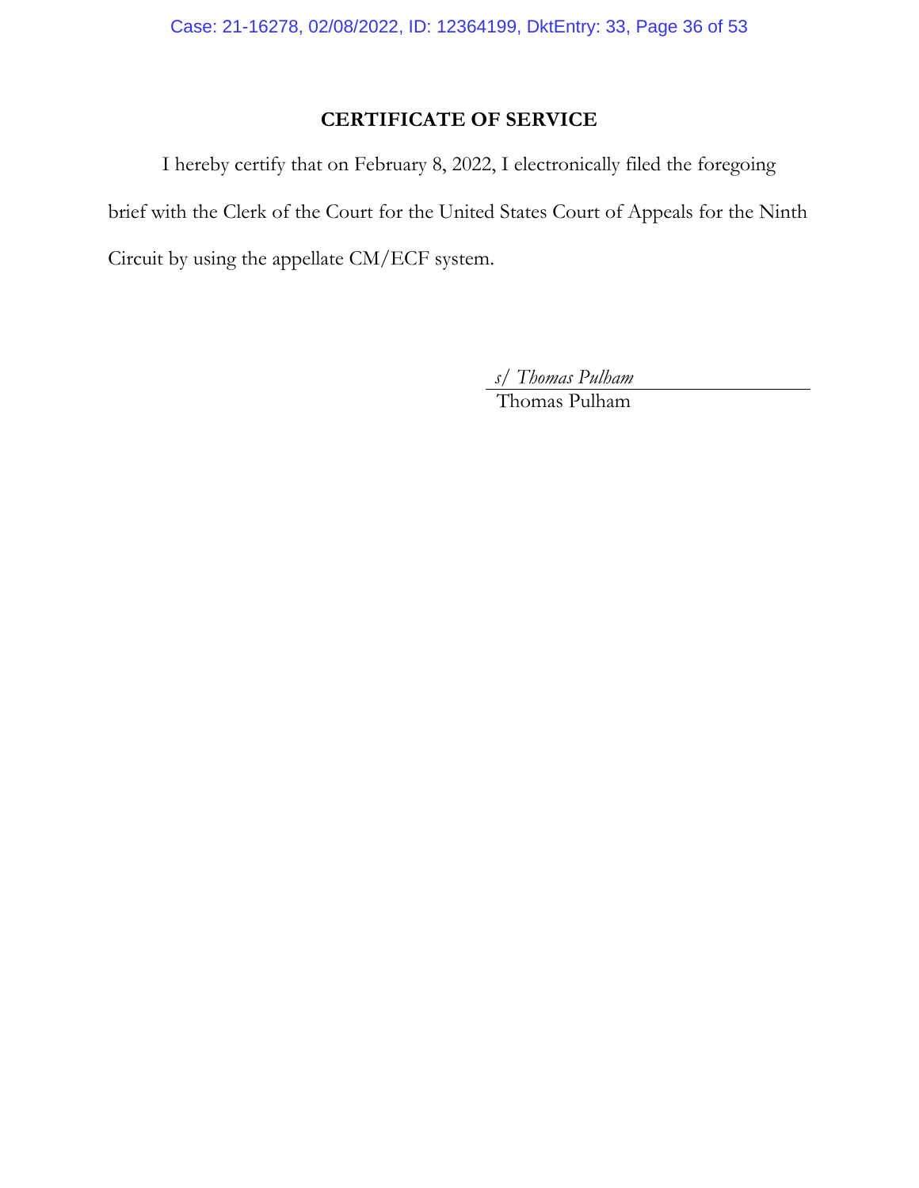## CERTIFICATE OF SERVICE

I hereby certify that on February 8, 2022, I electronically filed the foregoing brief with the Clerk of the Court for the United States Court of Appeals for the Ninth Circuit by using the appellate CM/ECF system.

*s/ Thomas Pulham*
Thomas Pulham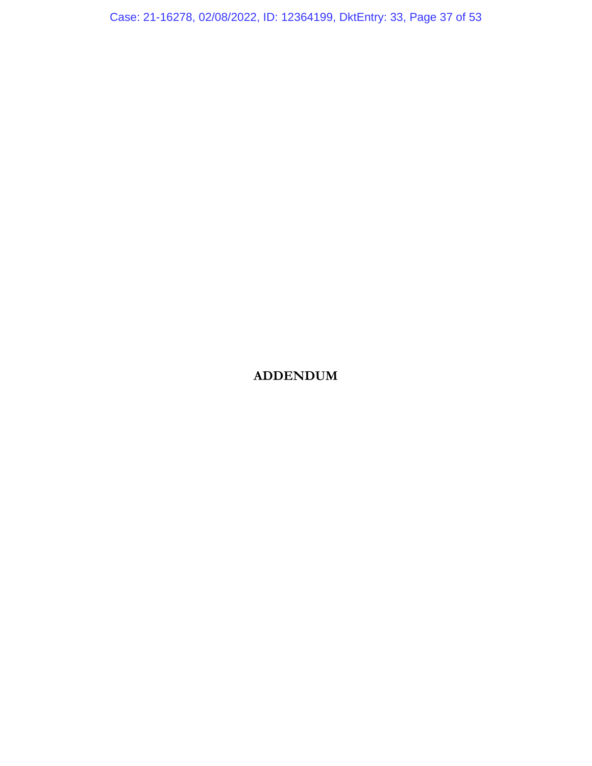**ADDENDUM**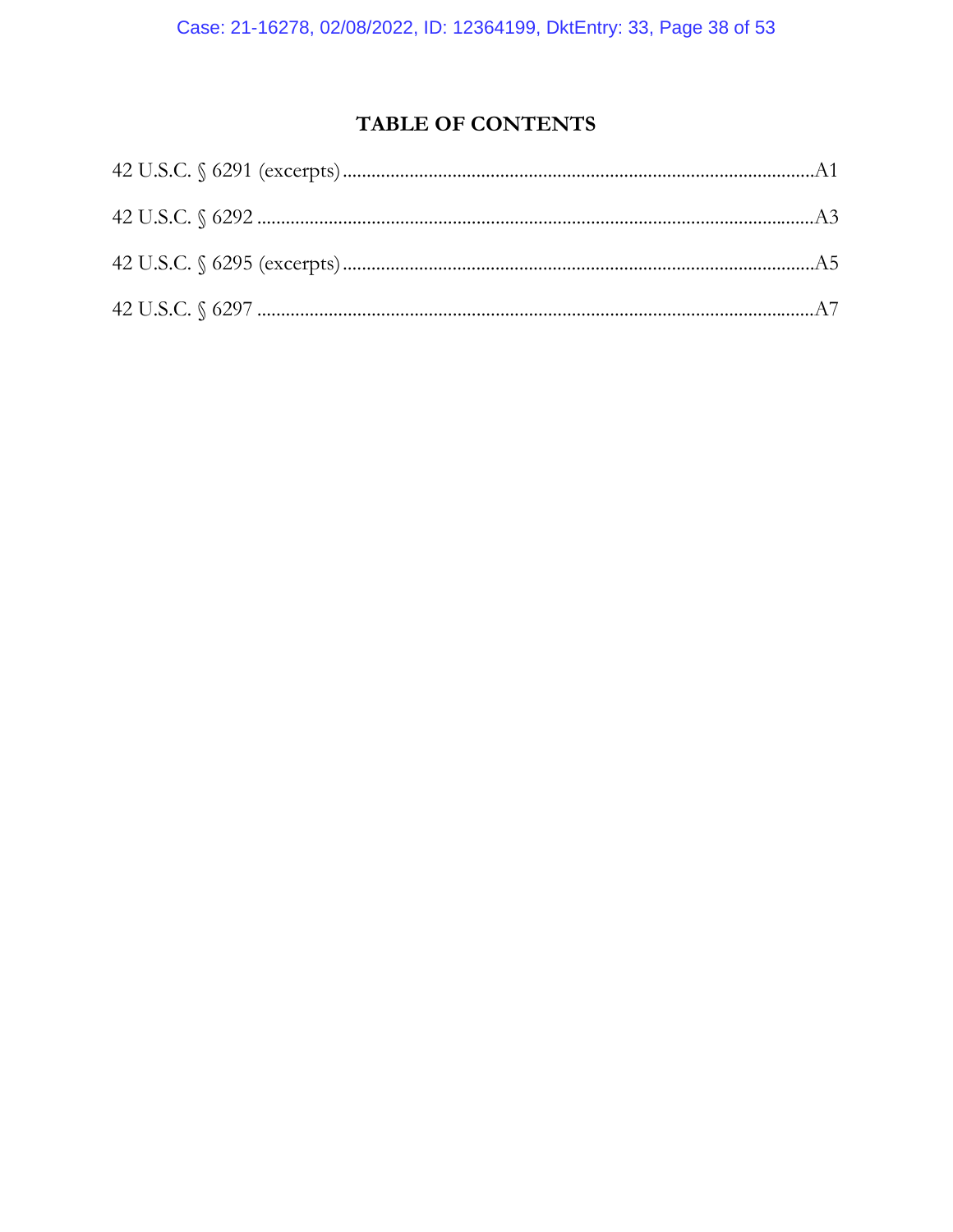# TABLE OF CONTENTS

42 U.S.C. § 6291 (excerpts) .................................................................................................A1

42 U.S.C. § 6292 ...................................................................................................................A3

42 U.S.C. § 6295 (excerpts) .................................................................................................A5

42 U.S.C. § 6297 ...................................................................................................................A7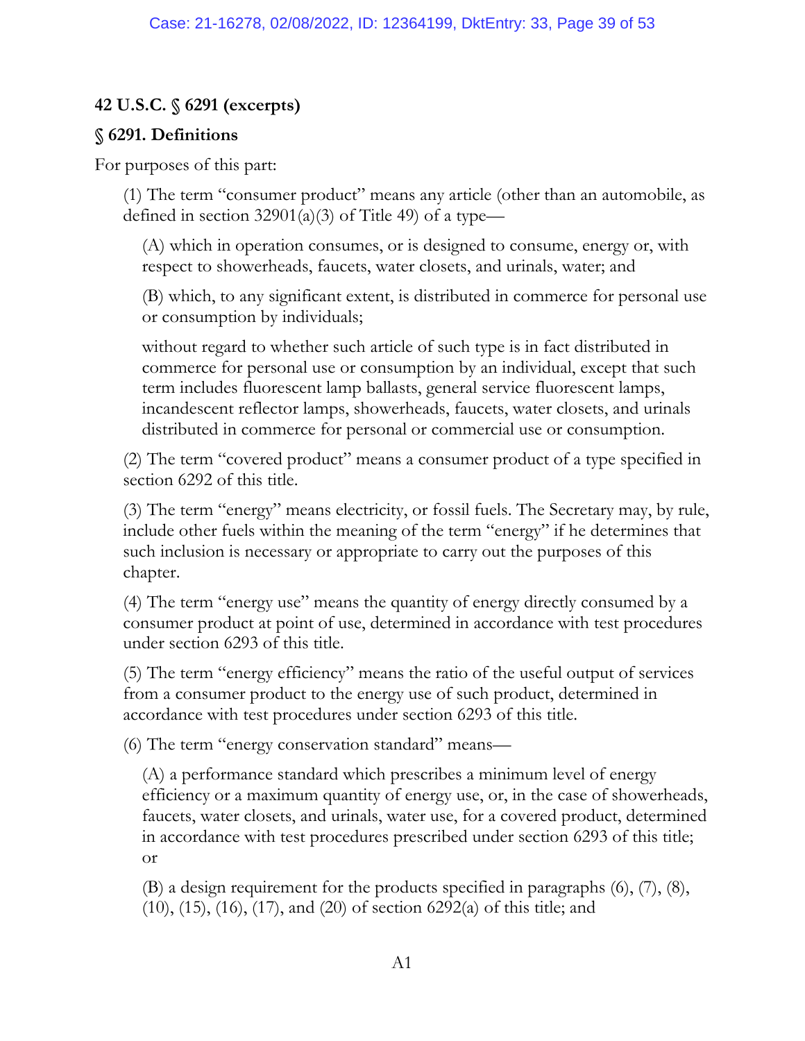**42 U.S.C. § 6291 (excerpts)**

**§ 6291. Definitions**

For purposes of this part:

(1) The term "consumer product" means any article (other than an automobile, as defined in section 32901(a)(3) of Title 49) of a type—

(A) which in operation consumes, or is designed to consume, energy or, with respect to showerheads, faucets, water closets, and urinals, water; and

(B) which, to any significant extent, is distributed in commerce for personal use or consumption by individuals;

without regard to whether such article of such type is in fact distributed in commerce for personal use or consumption by an individual, except that such term includes fluorescent lamp ballasts, general service fluorescent lamps, incandescent reflector lamps, showerheads, faucets, water closets, and urinals distributed in commerce for personal or commercial use or consumption.

(2) The term "covered product" means a consumer product of a type specified in section 6292 of this title.

(3) The term "energy" means electricity, or fossil fuels. The Secretary may, by rule, include other fuels within the meaning of the term "energy" if he determines that such inclusion is necessary or appropriate to carry out the purposes of this chapter.

(4) The term "energy use" means the quantity of energy directly consumed by a consumer product at point of use, determined in accordance with test procedures under section 6293 of this title.

(5) The term "energy efficiency" means the ratio of the useful output of services from a consumer product to the energy use of such product, determined in accordance with test procedures under section 6293 of this title.

(6) The term "energy conservation standard" means—

(A) a performance standard which prescribes a minimum level of energy efficiency or a maximum quantity of energy use, or, in the case of showerheads, faucets, water closets, and urinals, water use, for a covered product, determined in accordance with test procedures prescribed under section 6293 of this title; or

(B) a design requirement for the products specified in paragraphs (6), (7), (8), (10), (15), (16), (17), and (20) of section 6292(a) of this title; and

A1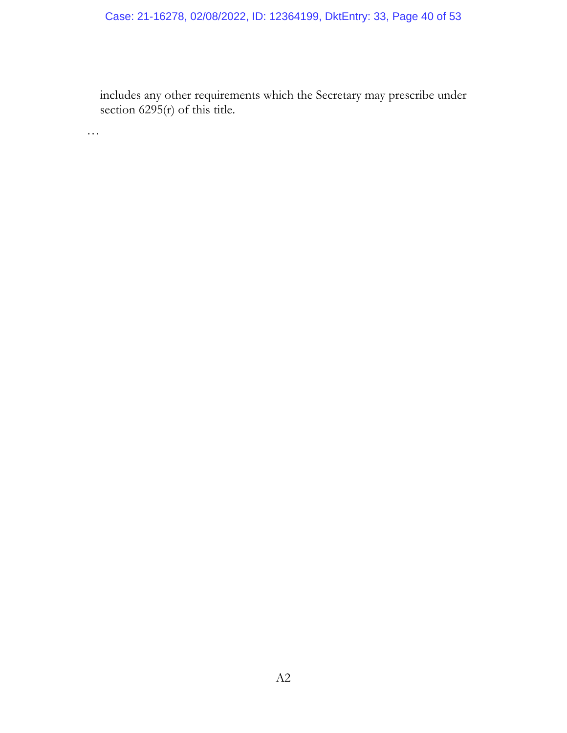includes any other requirements which the Secretary may prescribe under section 6295(r) of this title.

…

A2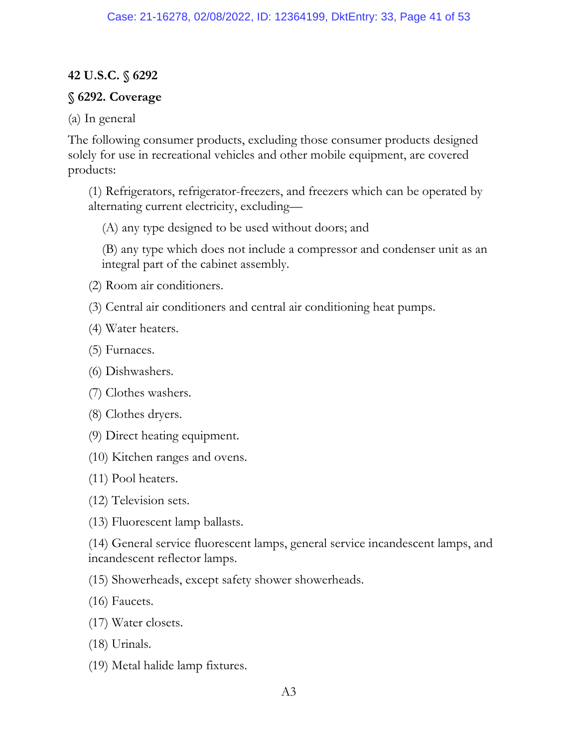**42 U.S.C. § 6292**

**§ 6292. Coverage**

(a) In general

The following consumer products, excluding those consumer products designed solely for use in recreational vehicles and other mobile equipment, are covered products:

(1) Refrigerators, refrigerator-freezers, and freezers which can be operated by alternating current electricity, excluding—

(A) any type designed to be used without doors; and

(B) any type which does not include a compressor and condenser unit as an integral part of the cabinet assembly.

(2) Room air conditioners.

(3) Central air conditioners and central air conditioning heat pumps.

(4) Water heaters.

(5) Furnaces.

(6) Dishwashers.

(7) Clothes washers.

(8) Clothes dryers.

(9) Direct heating equipment.

(10) Kitchen ranges and ovens.

(11) Pool heaters.

(12) Television sets.

(13) Fluorescent lamp ballasts.

(14) General service fluorescent lamps, general service incandescent lamps, and incandescent reflector lamps.

(15) Showerheads, except safety shower showerheads.

(16) Faucets.

(17) Water closets.

(18) Urinals.

(19) Metal halide lamp fixtures.

A3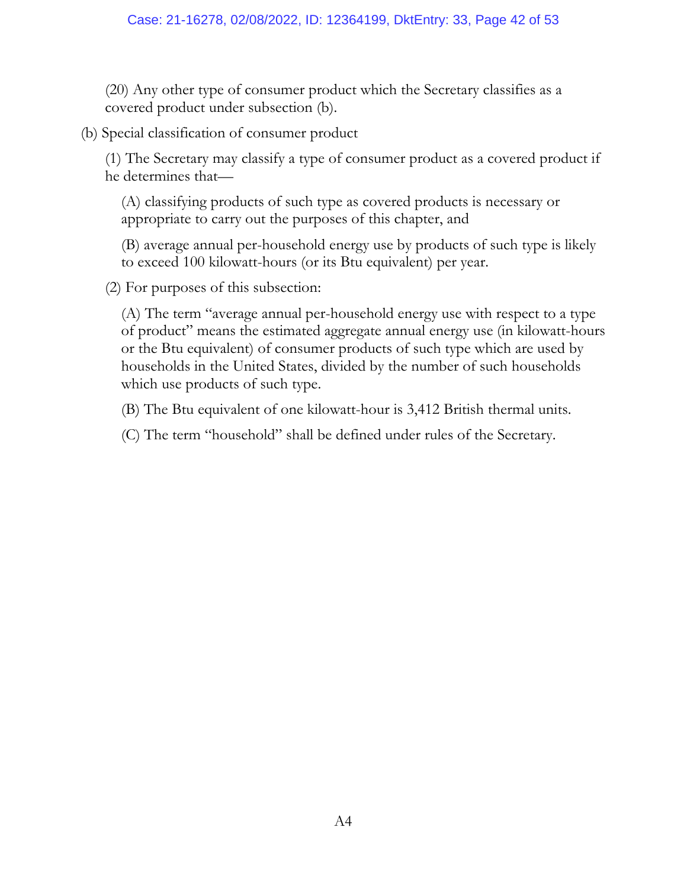(20) Any other type of consumer product which the Secretary classifies as a covered product under subsection (b).

(b) Special classification of consumer product

(1) The Secretary may classify a type of consumer product as a covered product if he determines that—

(A) classifying products of such type as covered products is necessary or appropriate to carry out the purposes of this chapter, and

(B) average annual per-household energy use by products of such type is likely to exceed 100 kilowatt-hours (or its Btu equivalent) per year.

(2) For purposes of this subsection:

(A) The term "average annual per-household energy use with respect to a type of product" means the estimated aggregate annual energy use (in kilowatt-hours or the Btu equivalent) of consumer products of such type which are used by households in the United States, divided by the number of such households which use products of such type.

(B) The Btu equivalent of one kilowatt-hour is 3,412 British thermal units.

(C) The term "household" shall be defined under rules of the Secretary.

A4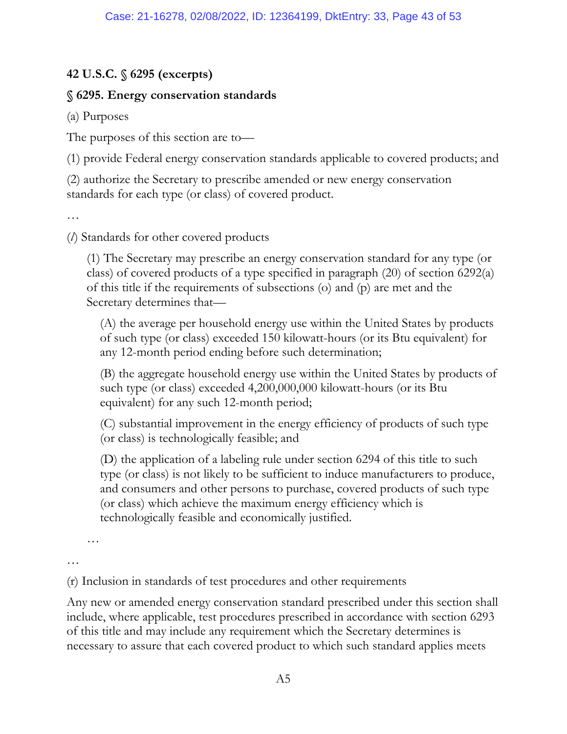**42 U.S.C. § 6295 (excerpts)**

**§ 6295. Energy conservation standards**

(a) Purposes

The purposes of this section are to—

(1) provide Federal energy conservation standards applicable to covered products; and

(2) authorize the Secretary to prescribe amended or new energy conservation standards for each type (or class) of covered product.

…

(*l*) Standards for other covered products

> (1) The Secretary may prescribe an energy conservation standard for any type (or class) of covered products of a type specified in paragraph (20) of section 6292(a) of this title if the requirements of subsections (o) and (p) are met and the Secretary determines that—
>
> > (A) the average per household energy use within the United States by products of such type (or class) exceeded 150 kilowatt-hours (or its Btu equivalent) for any 12-month period ending before such determination;
> >
> > (B) the aggregate household energy use within the United States by products of such type (or class) exceeded 4,200,000,000 kilowatt-hours (or its Btu equivalent) for any such 12-month period;
> >
> > (C) substantial improvement in the energy efficiency of products of such type (or class) is technologically feasible; and
> >
> > (D) the application of a labeling rule under section 6294 of this title to such type (or class) is not likely to be sufficient to induce manufacturers to produce, and consumers and other persons to purchase, covered products of such type (or class) which achieve the maximum energy efficiency which is technologically feasible and economically justified.
>
> …

…

(r) Inclusion in standards of test procedures and other requirements

Any new or amended energy conservation standard prescribed under this section shall include, where applicable, test procedures prescribed in accordance with section 6293 of this title and may include any requirement which the Secretary determines is necessary to assure that each covered product to which such standard applies meets

A5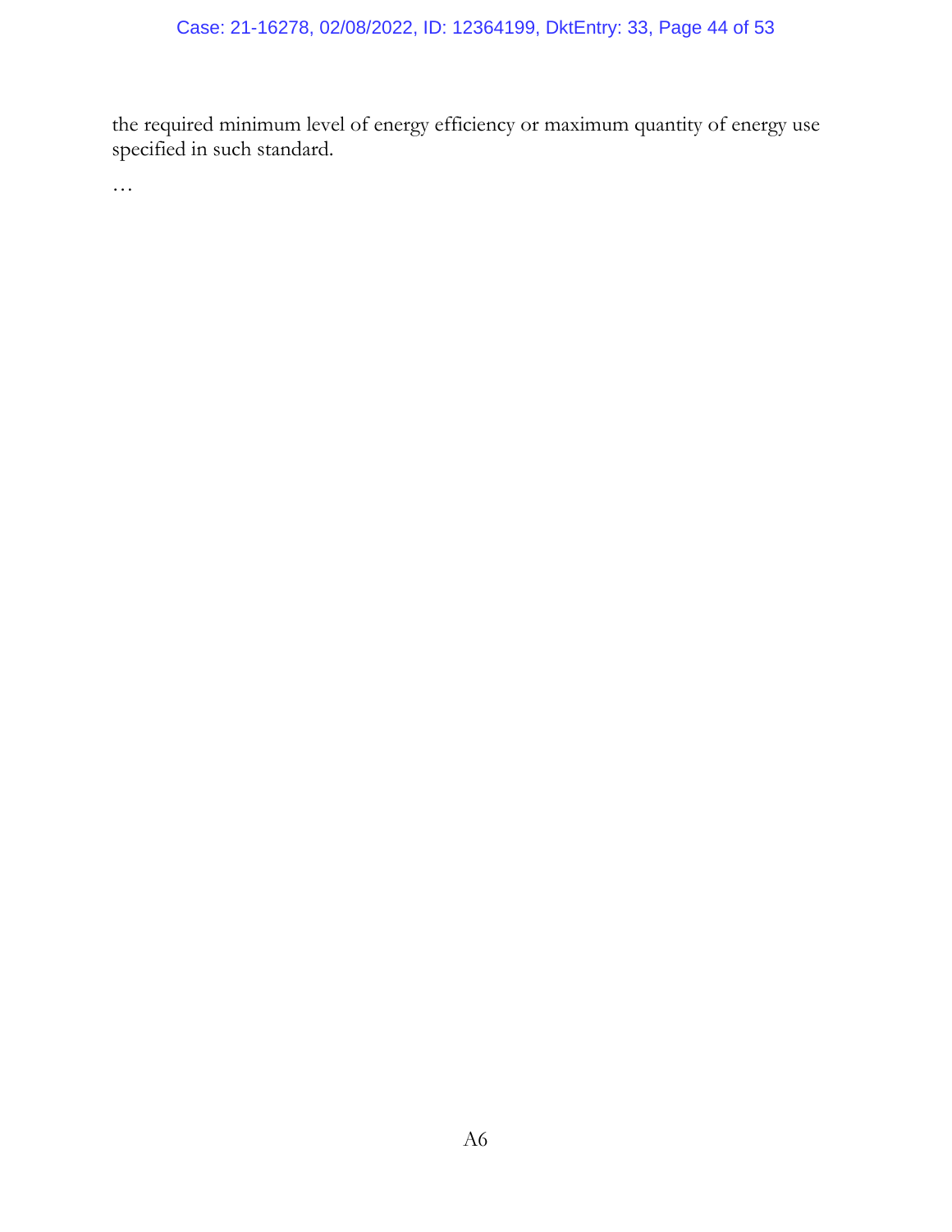the required minimum level of energy efficiency or maximum quantity of energy use specified in such standard.

…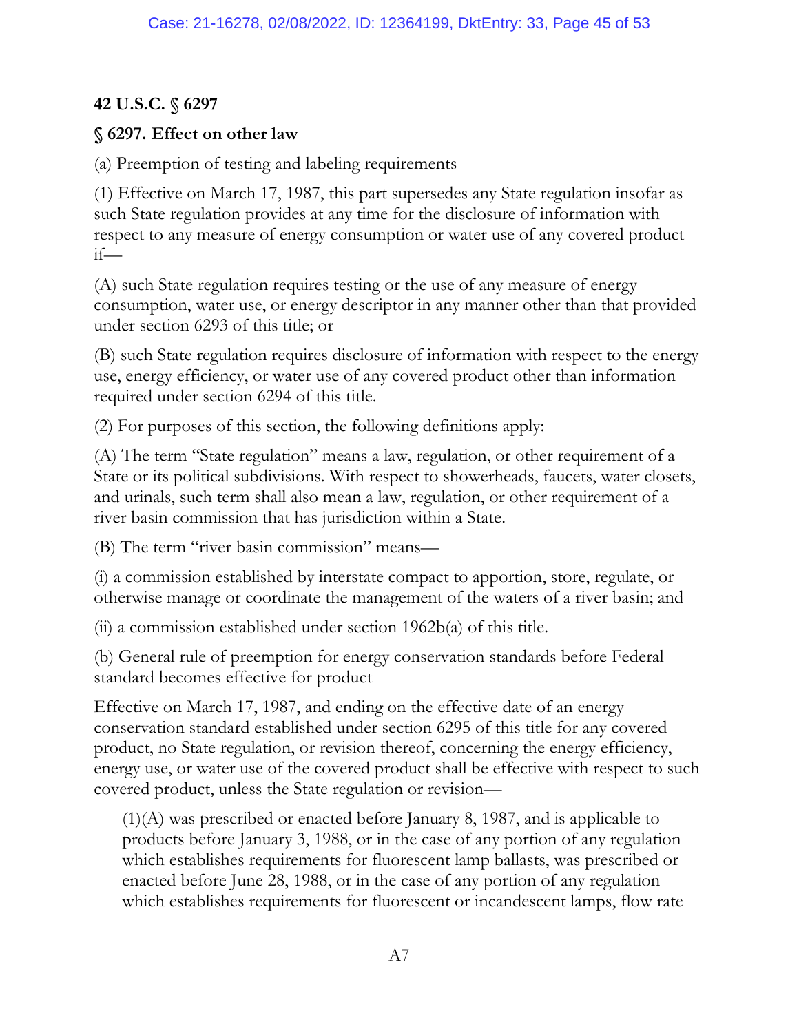**42 U.S.C. § 6297**

**§ 6297. Effect on other law**

(a) Preemption of testing and labeling requirements

(1) Effective on March 17, 1987, this part supersedes any State regulation insofar as such State regulation provides at any time for the disclosure of information with respect to any measure of energy consumption or water use of any covered product if—

(A) such State regulation requires testing or the use of any measure of energy consumption, water use, or energy descriptor in any manner other than that provided under section 6293 of this title; or

(B) such State regulation requires disclosure of information with respect to the energy use, energy efficiency, or water use of any covered product other than information required under section 6294 of this title.

(2) For purposes of this section, the following definitions apply:

(A) The term "State regulation" means a law, regulation, or other requirement of a State or its political subdivisions. With respect to showerheads, faucets, water closets, and urinals, such term shall also mean a law, regulation, or other requirement of a river basin commission that has jurisdiction within a State.

(B) The term "river basin commission" means—

(i) a commission established by interstate compact to apportion, store, regulate, or otherwise manage or coordinate the management of the waters of a river basin; and

(ii) a commission established under section 1962b(a) of this title.

(b) General rule of preemption for energy conservation standards before Federal standard becomes effective for product

Effective on March 17, 1987, and ending on the effective date of an energy conservation standard established under section 6295 of this title for any covered product, no State regulation, or revision thereof, concerning the energy efficiency, energy use, or water use of the covered product shall be effective with respect to such covered product, unless the State regulation or revision—

> (1)(A) was prescribed or enacted before January 8, 1987, and is applicable to products before January 3, 1988, or in the case of any portion of any regulation which establishes requirements for fluorescent lamp ballasts, was prescribed or enacted before June 28, 1988, or in the case of any portion of any regulation which establishes requirements for fluorescent or incandescent lamps, flow rate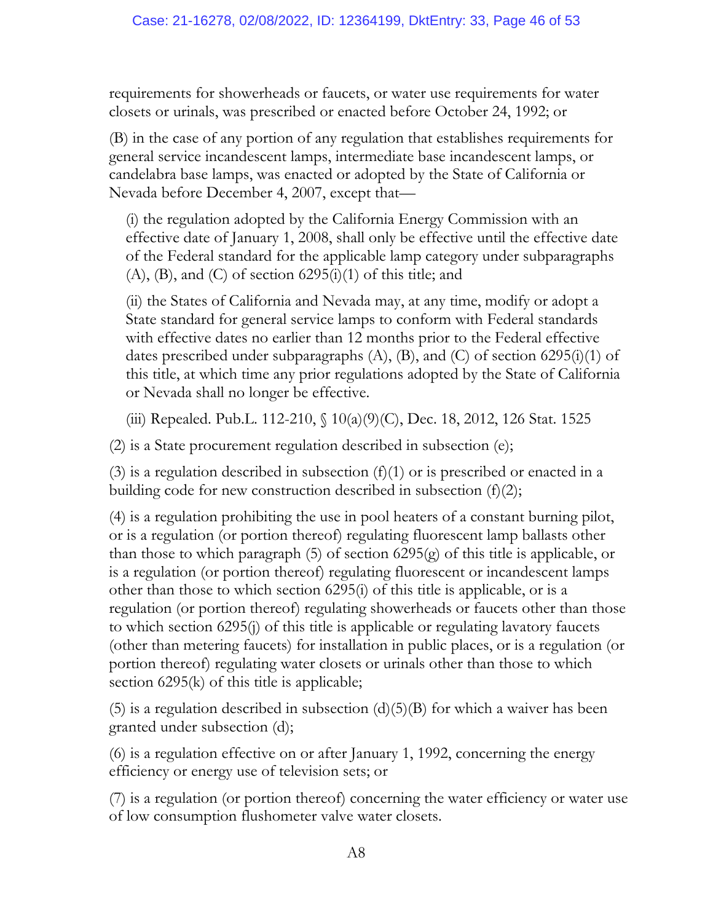requirements for showerheads or faucets, or water use requirements for water closets or urinals, was prescribed or enacted before October 24, 1992; or

(B) in the case of any portion of any regulation that establishes requirements for general service incandescent lamps, intermediate base incandescent lamps, or candelabra base lamps, was enacted or adopted by the State of California or Nevada before December 4, 2007, except that—

> (i) the regulation adopted by the California Energy Commission with an effective date of January 1, 2008, shall only be effective until the effective date of the Federal standard for the applicable lamp category under subparagraphs (A), (B), and (C) of section 6295(i)(1) of this title; and
>
> (ii) the States of California and Nevada may, at any time, modify or adopt a State standard for general service lamps to conform with Federal standards with effective dates no earlier than 12 months prior to the Federal effective dates prescribed under subparagraphs (A), (B), and (C) of section 6295(i)(1) of this title, at which time any prior regulations adopted by the State of California or Nevada shall no longer be effective.
>
> (iii) Repealed. Pub.L. 112-210, § 10(a)(9)(C), Dec. 18, 2012, 126 Stat. 1525

(2) is a State procurement regulation described in subsection (e);

(3) is a regulation described in subsection (f)(1) or is prescribed or enacted in a building code for new construction described in subsection (f)(2);

(4) is a regulation prohibiting the use in pool heaters of a constant burning pilot, or is a regulation (or portion thereof) regulating fluorescent lamp ballasts other than those to which paragraph (5) of section 6295(g) of this title is applicable, or is a regulation (or portion thereof) regulating fluorescent or incandescent lamps other than those to which section 6295(i) of this title is applicable, or is a regulation (or portion thereof) regulating showerheads or faucets other than those to which section 6295(j) of this title is applicable or regulating lavatory faucets (other than metering faucets) for installation in public places, or is a regulation (or portion thereof) regulating water closets or urinals other than those to which section 6295(k) of this title is applicable;

(5) is a regulation described in subsection (d)(5)(B) for which a waiver has been granted under subsection (d);

(6) is a regulation effective on or after January 1, 1992, concerning the energy efficiency or energy use of television sets; or

(7) is a regulation (or portion thereof) concerning the water efficiency or water use of low consumption flushometer valve water closets.

A8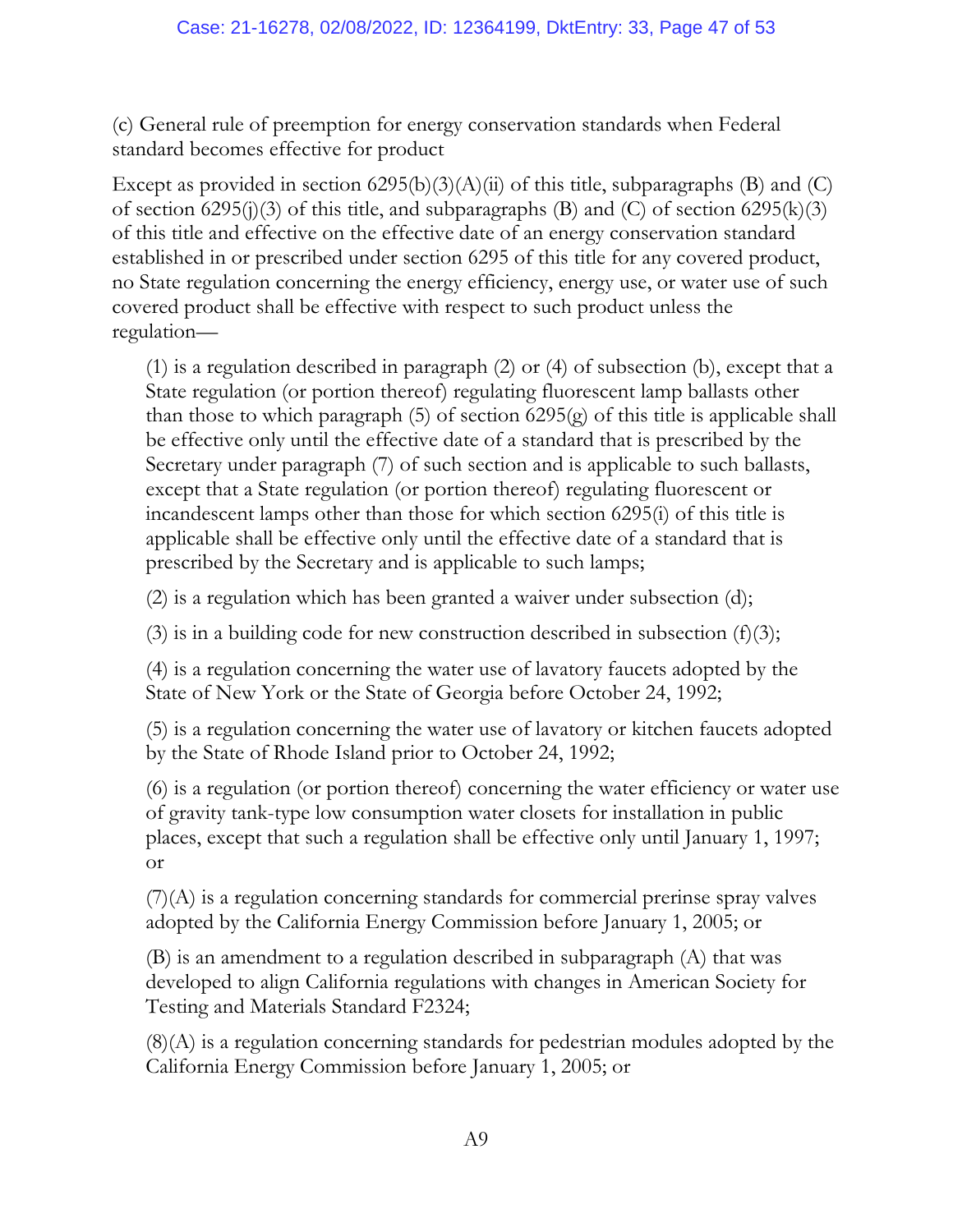(c) General rule of preemption for energy conservation standards when Federal standard becomes effective for product

Except as provided in section 6295(b)(3)(A)(ii) of this title, subparagraphs (B) and (C) of section 6295(j)(3) of this title, and subparagraphs (B) and (C) of section 6295(k)(3) of this title and effective on the effective date of an energy conservation standard established in or prescribed under section 6295 of this title for any covered product, no State regulation concerning the energy efficiency, energy use, or water use of such covered product shall be effective with respect to such product unless the regulation—

(1) is a regulation described in paragraph (2) or (4) of subsection (b), except that a State regulation (or portion thereof) regulating fluorescent lamp ballasts other than those to which paragraph (5) of section 6295(g) of this title is applicable shall be effective only until the effective date of a standard that is prescribed by the Secretary under paragraph (7) of such section and is applicable to such ballasts, except that a State regulation (or portion thereof) regulating fluorescent or incandescent lamps other than those for which section 6295(i) of this title is applicable shall be effective only until the effective date of a standard that is prescribed by the Secretary and is applicable to such lamps;

(2) is a regulation which has been granted a waiver under subsection (d);

(3) is in a building code for new construction described in subsection (f)(3);

(4) is a regulation concerning the water use of lavatory faucets adopted by the State of New York or the State of Georgia before October 24, 1992;

(5) is a regulation concerning the water use of lavatory or kitchen faucets adopted by the State of Rhode Island prior to October 24, 1992;

(6) is a regulation (or portion thereof) concerning the water efficiency or water use of gravity tank-type low consumption water closets for installation in public places, except that such a regulation shall be effective only until January 1, 1997; or

(7)(A) is a regulation concerning standards for commercial prerinse spray valves adopted by the California Energy Commission before January 1, 2005; or

(B) is an amendment to a regulation described in subparagraph (A) that was developed to align California regulations with changes in American Society for Testing and Materials Standard F2324;

(8)(A) is a regulation concerning standards for pedestrian modules adopted by the California Energy Commission before January 1, 2005; or

A9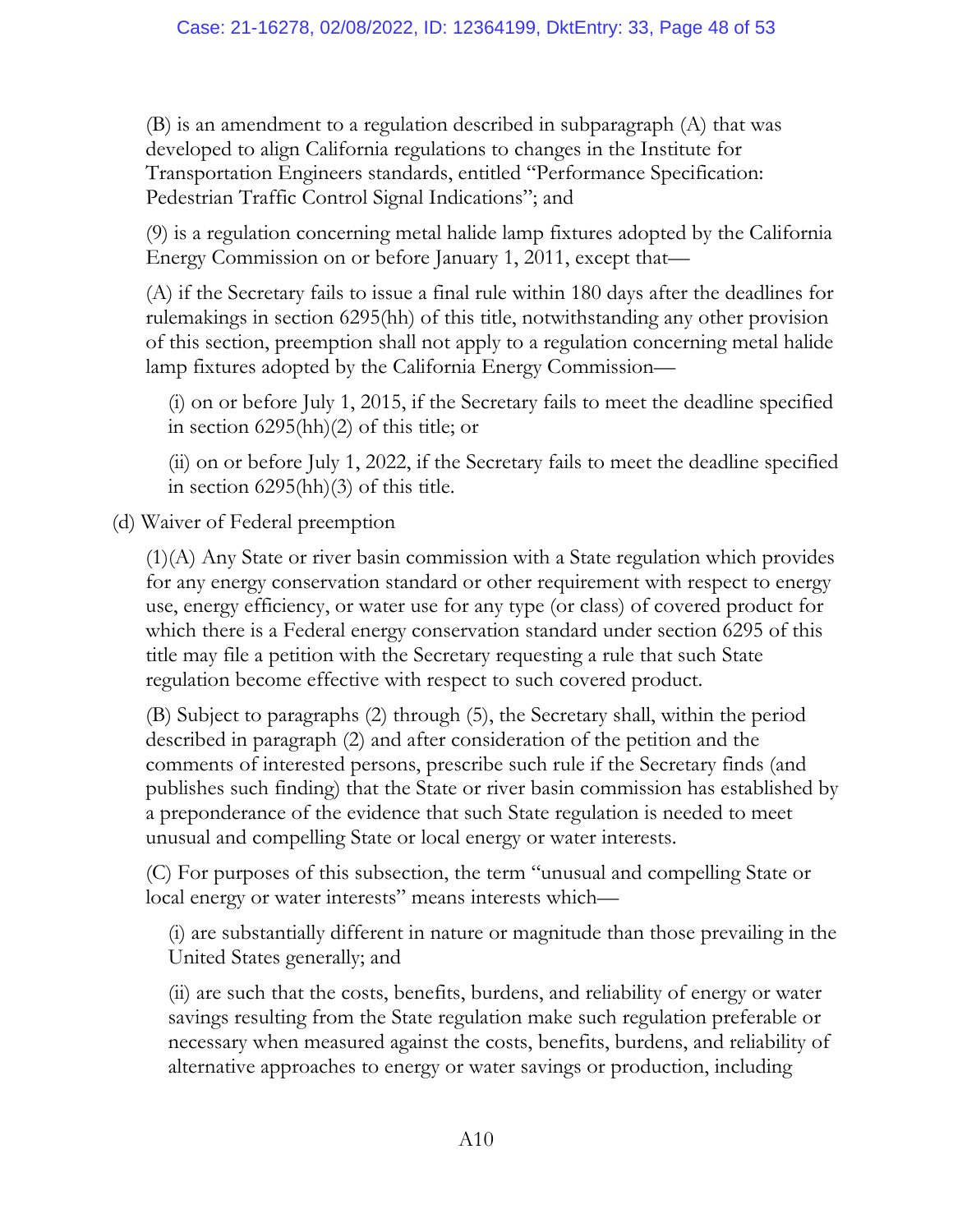(B) is an amendment to a regulation described in subparagraph (A) that was developed to align California regulations to changes in the Institute for Transportation Engineers standards, entitled "Performance Specification: Pedestrian Traffic Control Signal Indications"; and

(9) is a regulation concerning metal halide lamp fixtures adopted by the California Energy Commission on or before January 1, 2011, except that—

(A) if the Secretary fails to issue a final rule within 180 days after the deadlines for rulemakings in section 6295(hh) of this title, notwithstanding any other provision of this section, preemption shall not apply to a regulation concerning metal halide lamp fixtures adopted by the California Energy Commission—

(i) on or before July 1, 2015, if the Secretary fails to meet the deadline specified in section 6295(hh)(2) of this title; or

(ii) on or before July 1, 2022, if the Secretary fails to meet the deadline specified in section 6295(hh)(3) of this title.

(d) Waiver of Federal preemption

(1)(A) Any State or river basin commission with a State regulation which provides for any energy conservation standard or other requirement with respect to energy use, energy efficiency, or water use for any type (or class) of covered product for which there is a Federal energy conservation standard under section 6295 of this title may file a petition with the Secretary requesting a rule that such State regulation become effective with respect to such covered product.

(B) Subject to paragraphs (2) through (5), the Secretary shall, within the period described in paragraph (2) and after consideration of the petition and the comments of interested persons, prescribe such rule if the Secretary finds (and publishes such finding) that the State or river basin commission has established by a preponderance of the evidence that such State regulation is needed to meet unusual and compelling State or local energy or water interests.

(C) For purposes of this subsection, the term "unusual and compelling State or local energy or water interests" means interests which—

(i) are substantially different in nature or magnitude than those prevailing in the United States generally; and

(ii) are such that the costs, benefits, burdens, and reliability of energy or water savings resulting from the State regulation make such regulation preferable or necessary when measured against the costs, benefits, burdens, and reliability of alternative approaches to energy or water savings or production, including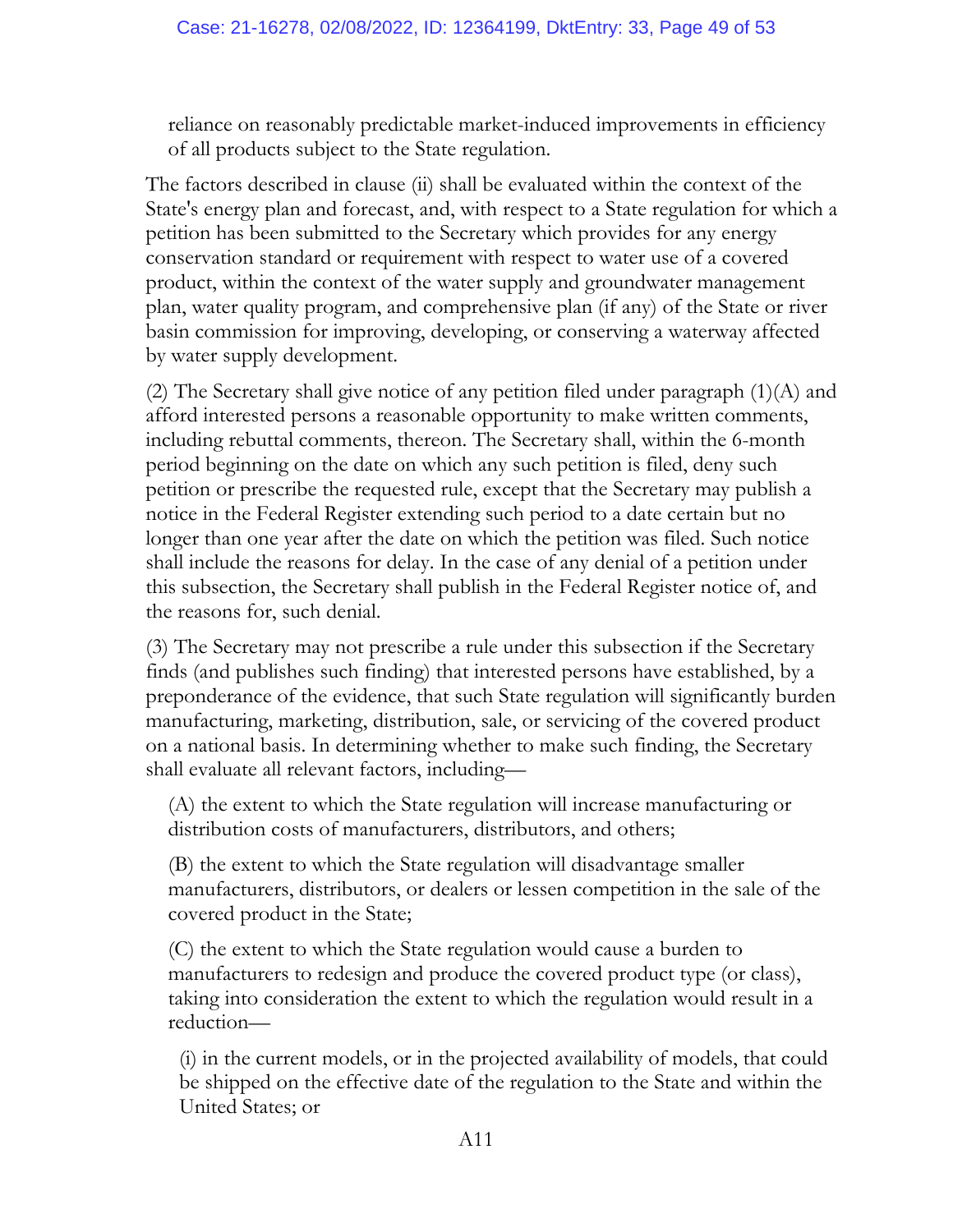reliance on reasonably predictable market-induced improvements in efficiency of all products subject to the State regulation.

The factors described in clause (ii) shall be evaluated within the context of the State's energy plan and forecast, and, with respect to a State regulation for which a petition has been submitted to the Secretary which provides for any energy conservation standard or requirement with respect to water use of a covered product, within the context of the water supply and groundwater management plan, water quality program, and comprehensive plan (if any) of the State or river basin commission for improving, developing, or conserving a waterway affected by water supply development.

(2) The Secretary shall give notice of any petition filed under paragraph (1)(A) and afford interested persons a reasonable opportunity to make written comments, including rebuttal comments, thereon. The Secretary shall, within the 6-month period beginning on the date on which any such petition is filed, deny such petition or prescribe the requested rule, except that the Secretary may publish a notice in the Federal Register extending such period to a date certain but no longer than one year after the date on which the petition was filed. Such notice shall include the reasons for delay. In the case of any denial of a petition under this subsection, the Secretary shall publish in the Federal Register notice of, and the reasons for, such denial.

(3) The Secretary may not prescribe a rule under this subsection if the Secretary finds (and publishes such finding) that interested persons have established, by a preponderance of the evidence, that such State regulation will significantly burden manufacturing, marketing, distribution, sale, or servicing of the covered product on a national basis. In determining whether to make such finding, the Secretary shall evaluate all relevant factors, including—

(A) the extent to which the State regulation will increase manufacturing or distribution costs of manufacturers, distributors, and others;

(B) the extent to which the State regulation will disadvantage smaller manufacturers, distributors, or dealers or lessen competition in the sale of the covered product in the State;

(C) the extent to which the State regulation would cause a burden to manufacturers to redesign and produce the covered product type (or class), taking into consideration the extent to which the regulation would result in a reduction—

(i) in the current models, or in the projected availability of models, that could be shipped on the effective date of the regulation to the State and within the United States; or

A11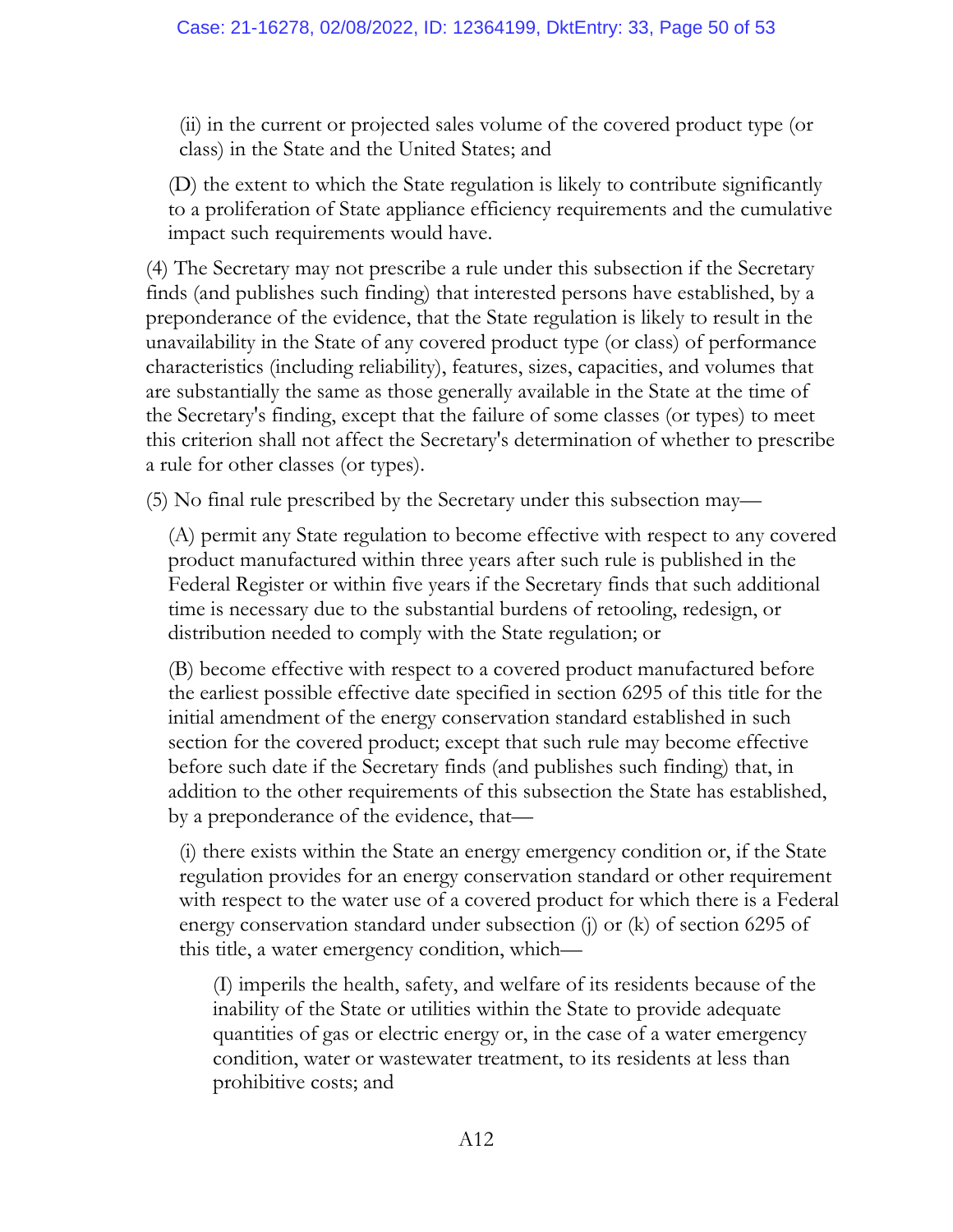(ii) in the current or projected sales volume of the covered product type (or class) in the State and the United States; and

(D) the extent to which the State regulation is likely to contribute significantly to a proliferation of State appliance efficiency requirements and the cumulative impact such requirements would have.

(4) The Secretary may not prescribe a rule under this subsection if the Secretary finds (and publishes such finding) that interested persons have established, by a preponderance of the evidence, that the State regulation is likely to result in the unavailability in the State of any covered product type (or class) of performance characteristics (including reliability), features, sizes, capacities, and volumes that are substantially the same as those generally available in the State at the time of the Secretary's finding, except that the failure of some classes (or types) to meet this criterion shall not affect the Secretary's determination of whether to prescribe a rule for other classes (or types).

(5) No final rule prescribed by the Secretary under this subsection may—

(A) permit any State regulation to become effective with respect to any covered product manufactured within three years after such rule is published in the Federal Register or within five years if the Secretary finds that such additional time is necessary due to the substantial burdens of retooling, redesign, or distribution needed to comply with the State regulation; or

(B) become effective with respect to a covered product manufactured before the earliest possible effective date specified in section 6295 of this title for the initial amendment of the energy conservation standard established in such section for the covered product; except that such rule may become effective before such date if the Secretary finds (and publishes such finding) that, in addition to the other requirements of this subsection the State has established, by a preponderance of the evidence, that—

(i) there exists within the State an energy emergency condition or, if the State regulation provides for an energy conservation standard or other requirement with respect to the water use of a covered product for which there is a Federal energy conservation standard under subsection (j) or (k) of section 6295 of this title, a water emergency condition, which—

(I) imperils the health, safety, and welfare of its residents because of the inability of the State or utilities within the State to provide adequate quantities of gas or electric energy or, in the case of a water emergency condition, water or wastewater treatment, to its residents at less than prohibitive costs; and

A12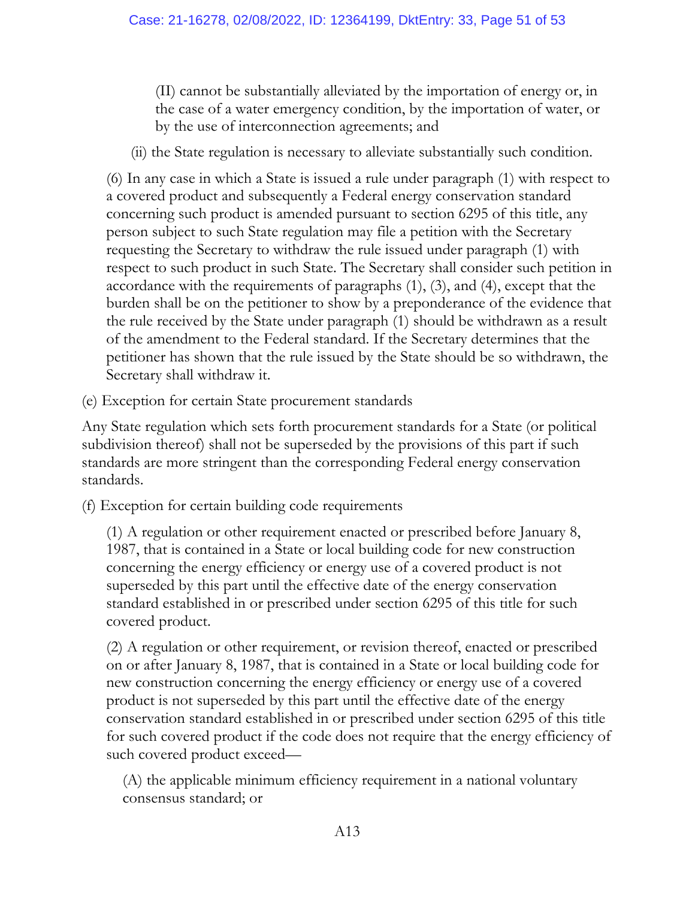(II) cannot be substantially alleviated by the importation of energy or, in the case of a water emergency condition, by the importation of water, or by the use of interconnection agreements; and

(ii) the State regulation is necessary to alleviate substantially such condition.

(6) In any case in which a State is issued a rule under paragraph (1) with respect to a covered product and subsequently a Federal energy conservation standard concerning such product is amended pursuant to section 6295 of this title, any person subject to such State regulation may file a petition with the Secretary requesting the Secretary to withdraw the rule issued under paragraph (1) with respect to such product in such State. The Secretary shall consider such petition in accordance with the requirements of paragraphs (1), (3), and (4), except that the burden shall be on the petitioner to show by a preponderance of the evidence that the rule received by the State under paragraph (1) should be withdrawn as a result of the amendment to the Federal standard. If the Secretary determines that the petitioner has shown that the rule issued by the State should be so withdrawn, the Secretary shall withdraw it.

(e) Exception for certain State procurement standards

Any State regulation which sets forth procurement standards for a State (or political subdivision thereof) shall not be superseded by the provisions of this part if such standards are more stringent than the corresponding Federal energy conservation standards.

(f) Exception for certain building code requirements

(1) A regulation or other requirement enacted or prescribed before January 8, 1987, that is contained in a State or local building code for new construction concerning the energy efficiency or energy use of a covered product is not superseded by this part until the effective date of the energy conservation standard established in or prescribed under section 6295 of this title for such covered product.

(2) A regulation or other requirement, or revision thereof, enacted or prescribed on or after January 8, 1987, that is contained in a State or local building code for new construction concerning the energy efficiency or energy use of a covered product is not superseded by this part until the effective date of the energy conservation standard established in or prescribed under section 6295 of this title for such covered product if the code does not require that the energy efficiency of such covered product exceed—

(A) the applicable minimum efficiency requirement in a national voluntary consensus standard; or

A13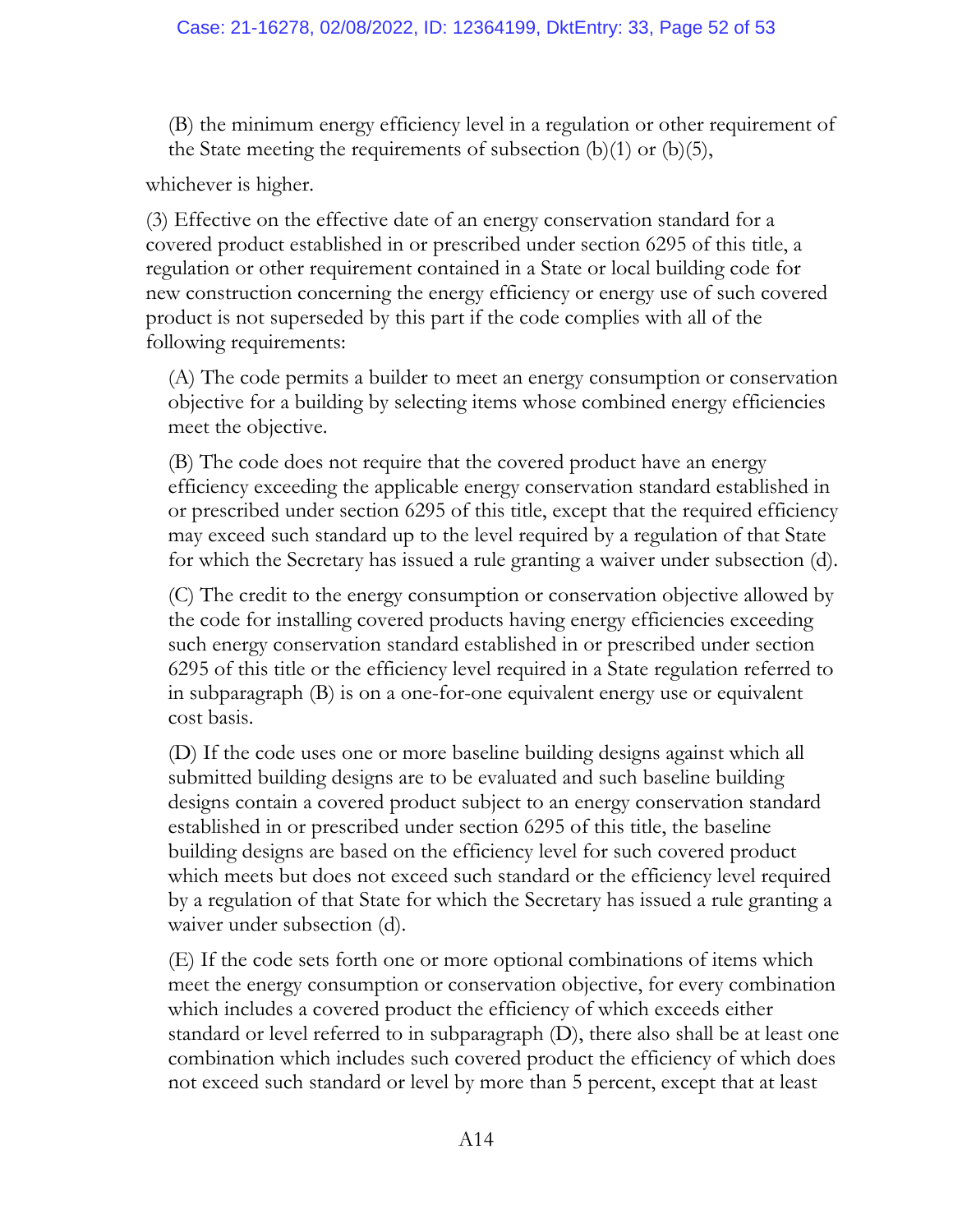(B) the minimum energy efficiency level in a regulation or other requirement of the State meeting the requirements of subsection (b)(1) or (b)(5),

whichever is higher.

(3) Effective on the effective date of an energy conservation standard for a covered product established in or prescribed under section 6295 of this title, a regulation or other requirement contained in a State or local building code for new construction concerning the energy efficiency or energy use of such covered product is not superseded by this part if the code complies with all of the following requirements:

(A) The code permits a builder to meet an energy consumption or conservation objective for a building by selecting items whose combined energy efficiencies meet the objective.

(B) The code does not require that the covered product have an energy efficiency exceeding the applicable energy conservation standard established in or prescribed under section 6295 of this title, except that the required efficiency may exceed such standard up to the level required by a regulation of that State for which the Secretary has issued a rule granting a waiver under subsection (d).

(C) The credit to the energy consumption or conservation objective allowed by the code for installing covered products having energy efficiencies exceeding such energy conservation standard established in or prescribed under section 6295 of this title or the efficiency level required in a State regulation referred to in subparagraph (B) is on a one-for-one equivalent energy use or equivalent cost basis.

(D) If the code uses one or more baseline building designs against which all submitted building designs are to be evaluated and such baseline building designs contain a covered product subject to an energy conservation standard established in or prescribed under section 6295 of this title, the baseline building designs are based on the efficiency level for such covered product which meets but does not exceed such standard or the efficiency level required by a regulation of that State for which the Secretary has issued a rule granting a waiver under subsection (d).

(E) If the code sets forth one or more optional combinations of items which meet the energy consumption or conservation objective, for every combination which includes a covered product the efficiency of which exceeds either standard or level referred to in subparagraph (D), there also shall be at least one combination which includes such covered product the efficiency of which does not exceed such standard or level by more than 5 percent, except that at least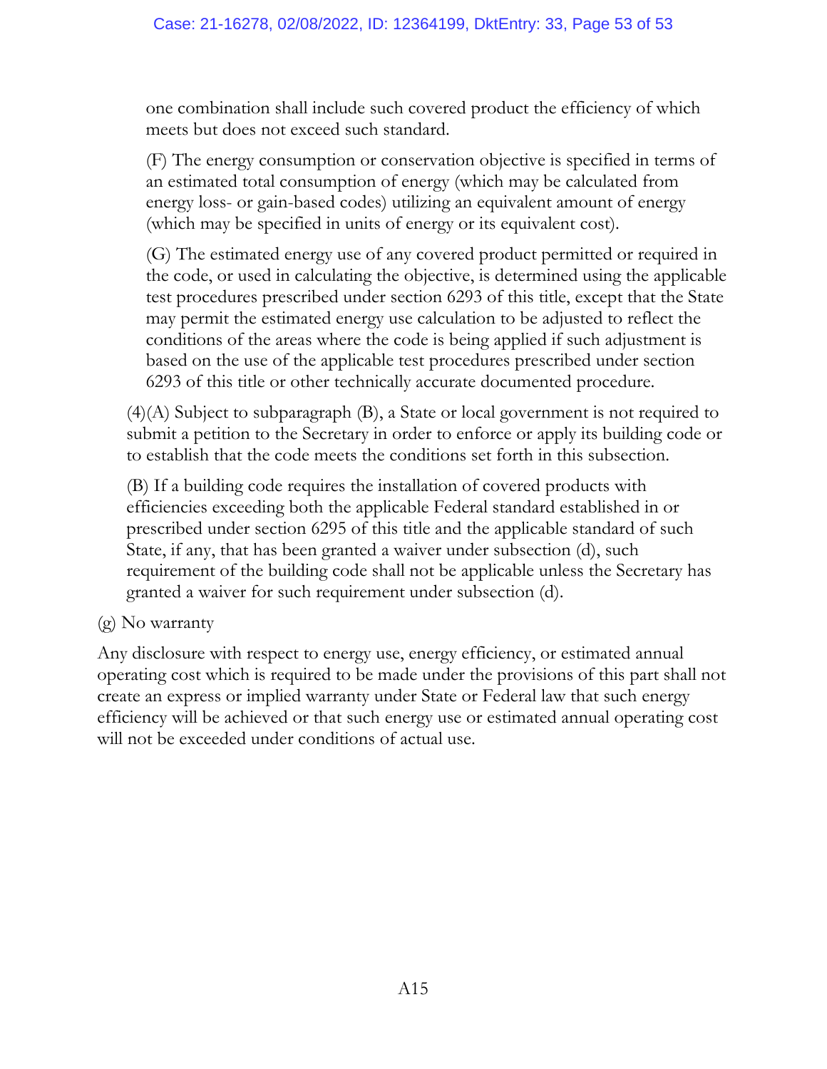one combination shall include such covered product the efficiency of which meets but does not exceed such standard.

(F) The energy consumption or conservation objective is specified in terms of an estimated total consumption of energy (which may be calculated from energy loss- or gain-based codes) utilizing an equivalent amount of energy (which may be specified in units of energy or its equivalent cost).

(G) The estimated energy use of any covered product permitted or required in the code, or used in calculating the objective, is determined using the applicable test procedures prescribed under section 6293 of this title, except that the State may permit the estimated energy use calculation to be adjusted to reflect the conditions of the areas where the code is being applied if such adjustment is based on the use of the applicable test procedures prescribed under section 6293 of this title or other technically accurate documented procedure.

(4)(A) Subject to subparagraph (B), a State or local government is not required to submit a petition to the Secretary in order to enforce or apply its building code or to establish that the code meets the conditions set forth in this subsection.

(B) If a building code requires the installation of covered products with efficiencies exceeding both the applicable Federal standard established in or prescribed under section 6295 of this title and the applicable standard of such State, if any, that has been granted a waiver under subsection (d), such requirement of the building code shall not be applicable unless the Secretary has granted a waiver for such requirement under subsection (d).

(g) No warranty

Any disclosure with respect to energy use, energy efficiency, or estimated annual operating cost which is required to be made under the provisions of this part shall not create an express or implied warranty under State or Federal law that such energy efficiency will be achieved or that such energy use or estimated annual operating cost will not be exceeded under conditions of actual use.

A15